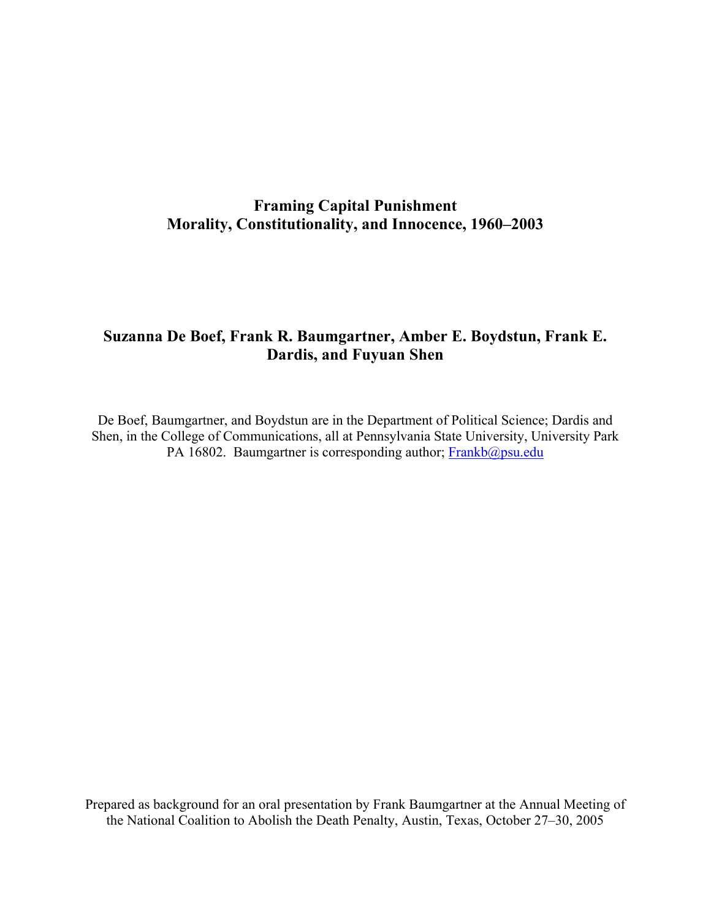# Framing Capital Punishment
# Morality, Constitutionality, and Innocence, 1960–2003

**Suzanna De Boef, Frank R. Baumgartner, Amber E. Boydstun, Frank E. Dardis, and Fuyuan Shen**

De Boef, Baumgartner, and Boydstun are in the Department of Political Science; Dardis and Shen, in the College of Communications, all at Pennsylvania State University, University Park PA 16802. Baumgartner is corresponding author; Frankb@psu.edu

Prepared as background for an oral presentation by Frank Baumgartner at the Annual Meeting of the National Coalition to Abolish the Death Penalty, Austin, Texas, October 27–30, 2005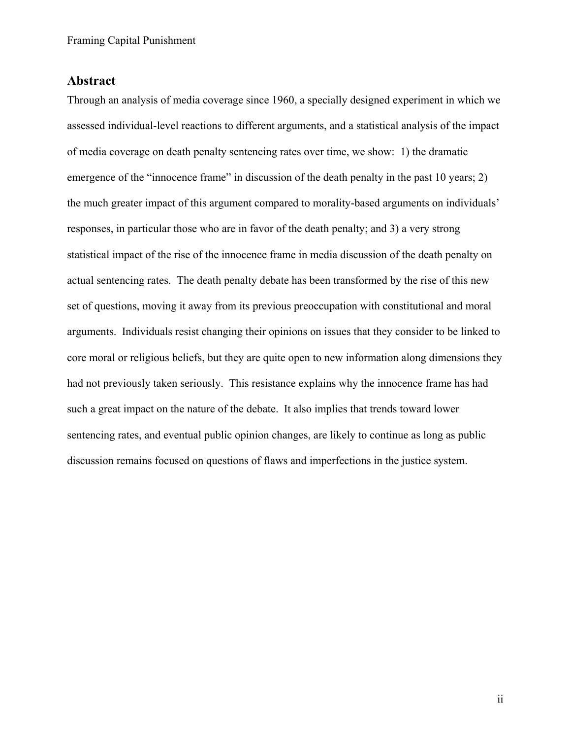## Abstract

Through an analysis of media coverage since 1960, a specially designed experiment in which we assessed individual-level reactions to different arguments, and a statistical analysis of the impact of media coverage on death penalty sentencing rates over time, we show: 1) the dramatic emergence of the "innocence frame" in discussion of the death penalty in the past 10 years; 2) the much greater impact of this argument compared to morality-based arguments on individuals' responses, in particular those who are in favor of the death penalty; and 3) a very strong statistical impact of the rise of the innocence frame in media discussion of the death penalty on actual sentencing rates. The death penalty debate has been transformed by the rise of this new set of questions, moving it away from its previous preoccupation with constitutional and moral arguments. Individuals resist changing their opinions on issues that they consider to be linked to core moral or religious beliefs, but they are quite open to new information along dimensions they had not previously taken seriously. This resistance explains why the innocence frame has had such a great impact on the nature of the debate. It also implies that trends toward lower sentencing rates, and eventual public opinion changes, are likely to continue as long as public discussion remains focused on questions of flaws and imperfections in the justice system.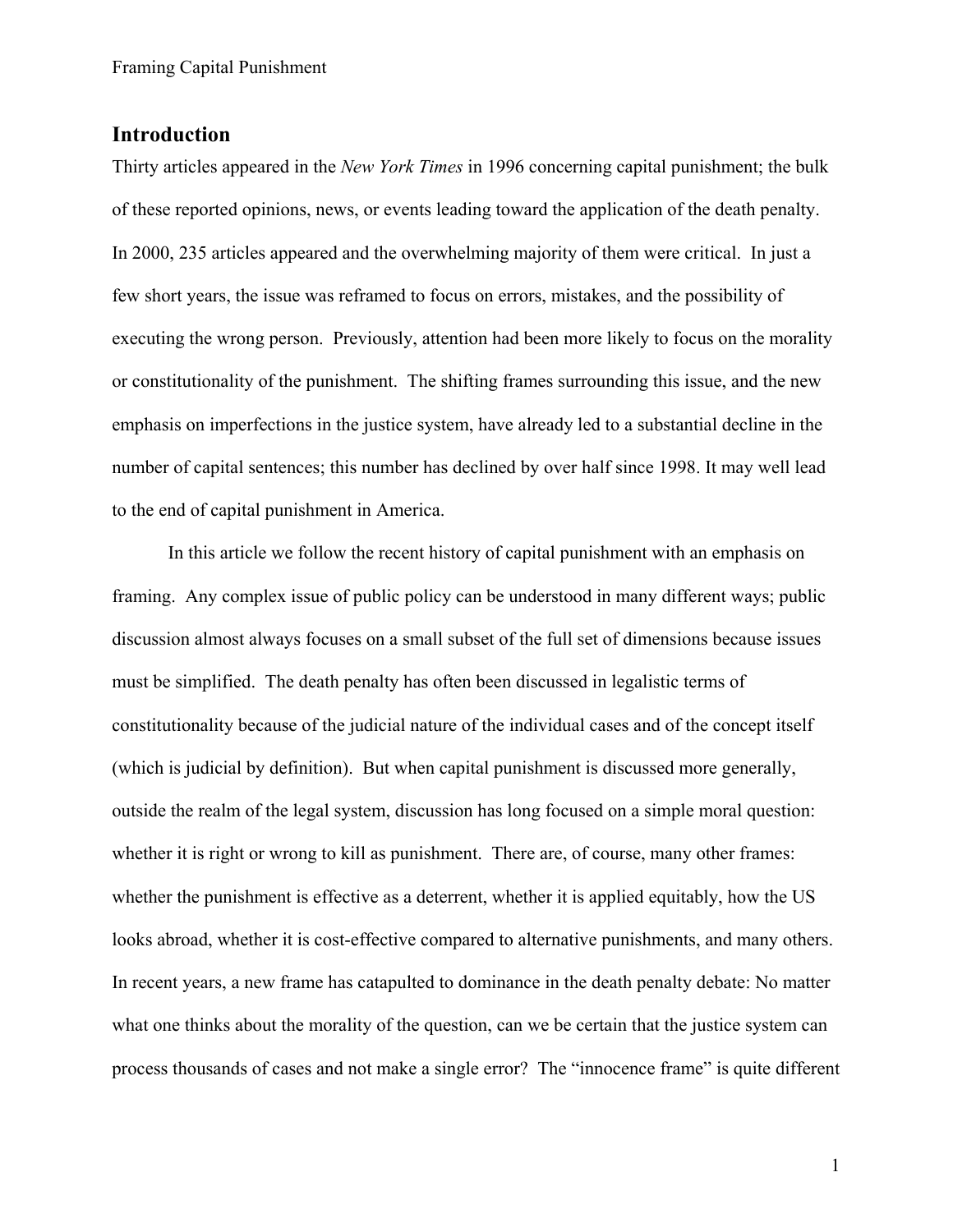## Introduction

Thirty articles appeared in the *New York Times* in 1996 concerning capital punishment; the bulk of these reported opinions, news, or events leading toward the application of the death penalty. In 2000, 235 articles appeared and the overwhelming majority of them were critical. In just a few short years, the issue was reframed to focus on errors, mistakes, and the possibility of executing the wrong person. Previously, attention had been more likely to focus on the morality or constitutionality of the punishment. The shifting frames surrounding this issue, and the new emphasis on imperfections in the justice system, have already led to a substantial decline in the number of capital sentences; this number has declined by over half since 1998. It may well lead to the end of capital punishment in America.

In this article we follow the recent history of capital punishment with an emphasis on framing. Any complex issue of public policy can be understood in many different ways; public discussion almost always focuses on a small subset of the full set of dimensions because issues must be simplified. The death penalty has often been discussed in legalistic terms of constitutionality because of the judicial nature of the individual cases and of the concept itself (which is judicial by definition). But when capital punishment is discussed more generally, outside the realm of the legal system, discussion has long focused on a simple moral question: whether it is right or wrong to kill as punishment. There are, of course, many other frames: whether the punishment is effective as a deterrent, whether it is applied equitably, how the US looks abroad, whether it is cost-effective compared to alternative punishments, and many others. In recent years, a new frame has catapulted to dominance in the death penalty debate: No matter what one thinks about the morality of the question, can we be certain that the justice system can process thousands of cases and not make a single error? The "innocence frame" is quite different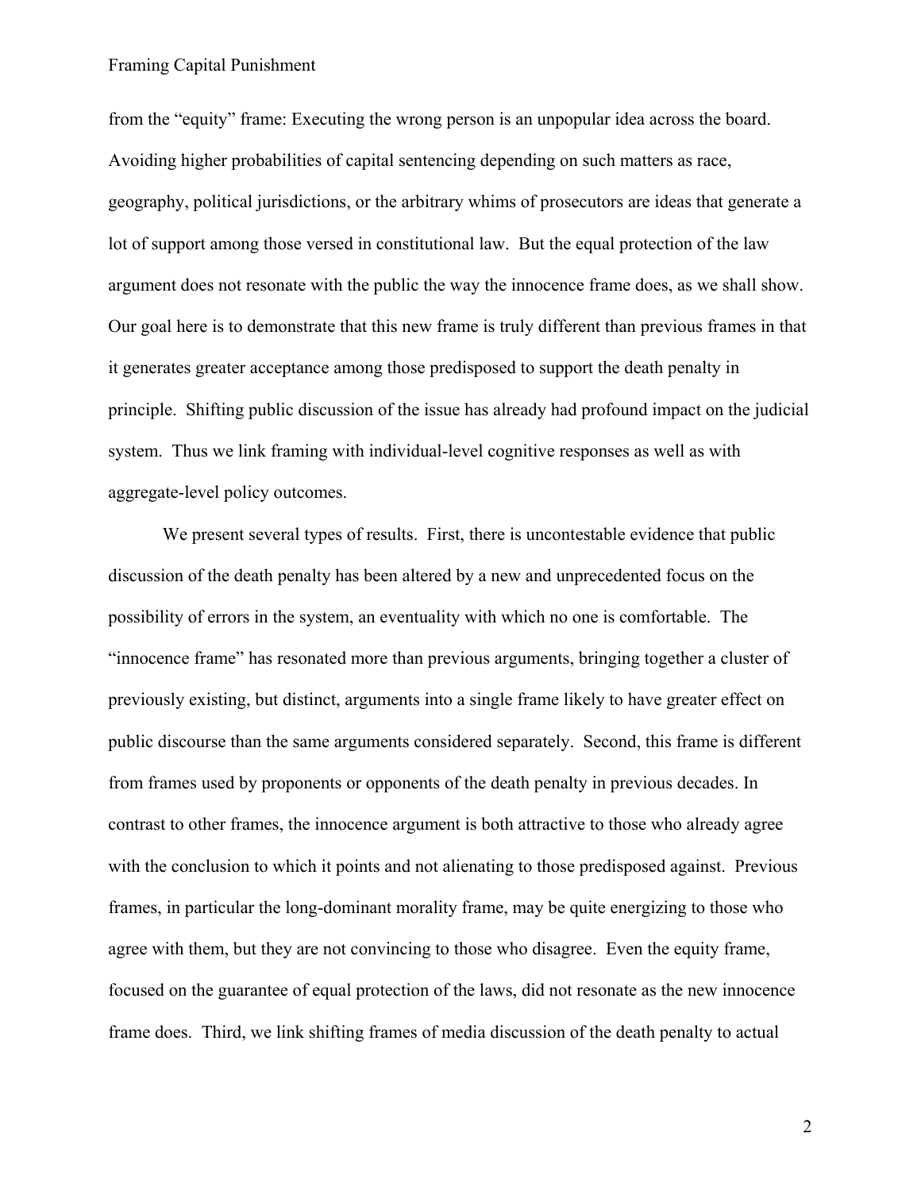from the "equity" frame: Executing the wrong person is an unpopular idea across the board. Avoiding higher probabilities of capital sentencing depending on such matters as race, geography, political jurisdictions, or the arbitrary whims of prosecutors are ideas that generate a lot of support among those versed in constitutional law. But the equal protection of the law argument does not resonate with the public the way the innocence frame does, as we shall show. Our goal here is to demonstrate that this new frame is truly different than previous frames in that it generates greater acceptance among those predisposed to support the death penalty in principle. Shifting public discussion of the issue has already had profound impact on the judicial system. Thus we link framing with individual-level cognitive responses as well as with aggregate-level policy outcomes.

We present several types of results. First, there is uncontestable evidence that public discussion of the death penalty has been altered by a new and unprecedented focus on the possibility of errors in the system, an eventuality with which no one is comfortable. The "innocence frame" has resonated more than previous arguments, bringing together a cluster of previously existing, but distinct, arguments into a single frame likely to have greater effect on public discourse than the same arguments considered separately. Second, this frame is different from frames used by proponents or opponents of the death penalty in previous decades. In contrast to other frames, the innocence argument is both attractive to those who already agree with the conclusion to which it points and not alienating to those predisposed against. Previous frames, in particular the long-dominant morality frame, may be quite energizing to those who agree with them, but they are not convincing to those who disagree. Even the equity frame, focused on the guarantee of equal protection of the laws, did not resonate as the new innocence frame does. Third, we link shifting frames of media discussion of the death penalty to actual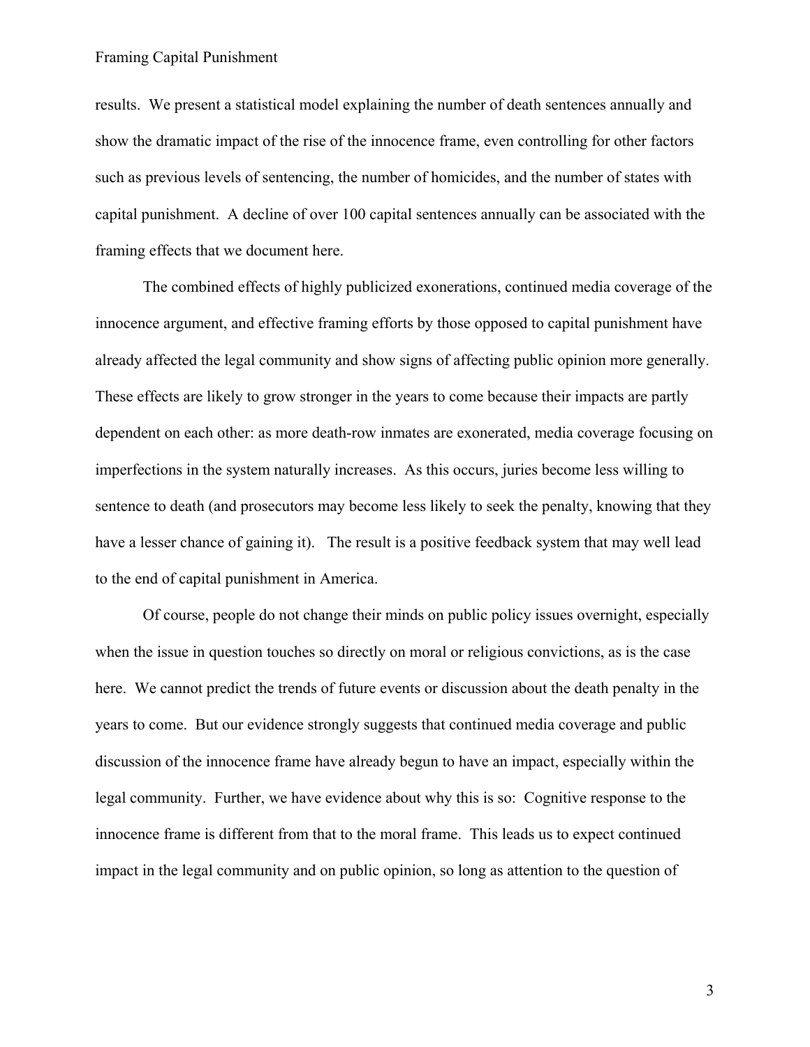results. We present a statistical model explaining the number of death sentences annually and show the dramatic impact of the rise of the innocence frame, even controlling for other factors such as previous levels of sentencing, the number of homicides, and the number of states with capital punishment. A decline of over 100 capital sentences annually can be associated with the framing effects that we document here.

The combined effects of highly publicized exonerations, continued media coverage of the innocence argument, and effective framing efforts by those opposed to capital punishment have already affected the legal community and show signs of affecting public opinion more generally. These effects are likely to grow stronger in the years to come because their impacts are partly dependent on each other: as more death-row inmates are exonerated, media coverage focusing on imperfections in the system naturally increases. As this occurs, juries become less willing to sentence to death (and prosecutors may become less likely to seek the penalty, knowing that they have a lesser chance of gaining it). The result is a positive feedback system that may well lead to the end of capital punishment in America.

Of course, people do not change their minds on public policy issues overnight, especially when the issue in question touches so directly on moral or religious convictions, as is the case here. We cannot predict the trends of future events or discussion about the death penalty in the years to come. But our evidence strongly suggests that continued media coverage and public discussion of the innocence frame have already begun to have an impact, especially within the legal community. Further, we have evidence about why this is so: Cognitive response to the innocence frame is different from that to the moral frame. This leads us to expect continued impact in the legal community and on public opinion, so long as attention to the question of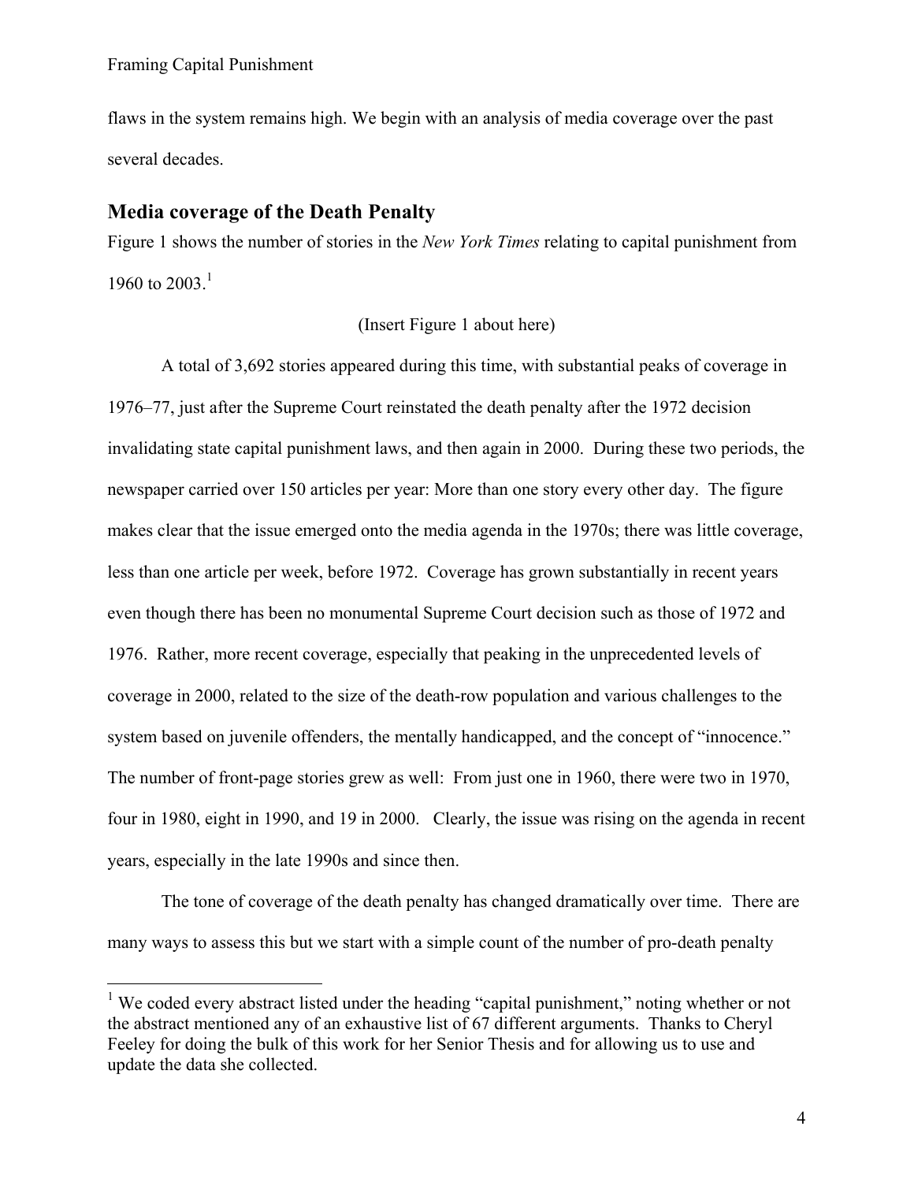flaws in the system remains high. We begin with an analysis of media coverage over the past several decades.

## Media coverage of the Death Penalty

Figure 1 shows the number of stories in the *New York Times* relating to capital punishment from 1960 to 2003.[1]

(Insert Figure 1 about here)

A total of 3,692 stories appeared during this time, with substantial peaks of coverage in 1976–77, just after the Supreme Court reinstated the death penalty after the 1972 decision invalidating state capital punishment laws, and then again in 2000. During these two periods, the newspaper carried over 150 articles per year: More than one story every other day. The figure makes clear that the issue emerged onto the media agenda in the 1970s; there was little coverage, less than one article per week, before 1972. Coverage has grown substantially in recent years even though there has been no monumental Supreme Court decision such as those of 1972 and 1976. Rather, more recent coverage, especially that peaking in the unprecedented levels of coverage in 2000, related to the size of the death-row population and various challenges to the system based on juvenile offenders, the mentally handicapped, and the concept of "innocence." The number of front-page stories grew as well: From just one in 1960, there were two in 1970, four in 1980, eight in 1990, and 19 in 2000. Clearly, the issue was rising on the agenda in recent years, especially in the late 1990s and since then.

The tone of coverage of the death penalty has changed dramatically over time. There are many ways to assess this but we start with a simple count of the number of pro-death penalty

[1] We coded every abstract listed under the heading "capital punishment," noting whether or not the abstract mentioned any of an exhaustive list of 67 different arguments. Thanks to Cheryl Feeley for doing the bulk of this work for her Senior Thesis and for allowing us to use and update the data she collected.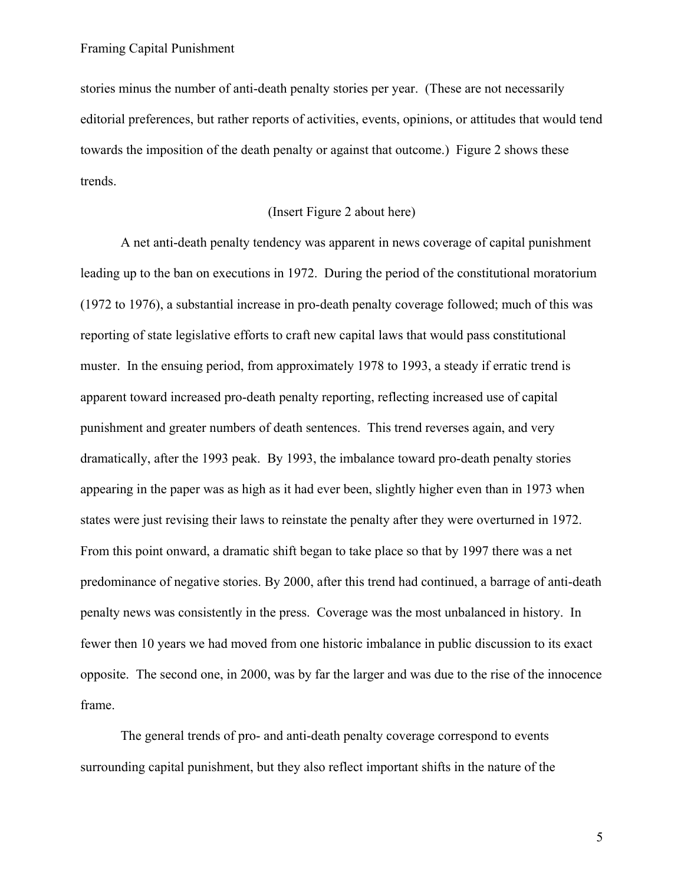stories minus the number of anti-death penalty stories per year. (These are not necessarily editorial preferences, but rather reports of activities, events, opinions, or attitudes that would tend towards the imposition of the death penalty or against that outcome.) Figure 2 shows these trends.

(Insert Figure 2 about here)

A net anti-death penalty tendency was apparent in news coverage of capital punishment leading up to the ban on executions in 1972. During the period of the constitutional moratorium (1972 to 1976), a substantial increase in pro-death penalty coverage followed; much of this was reporting of state legislative efforts to craft new capital laws that would pass constitutional muster. In the ensuing period, from approximately 1978 to 1993, a steady if erratic trend is apparent toward increased pro-death penalty reporting, reflecting increased use of capital punishment and greater numbers of death sentences. This trend reverses again, and very dramatically, after the 1993 peak. By 1993, the imbalance toward pro-death penalty stories appearing in the paper was as high as it had ever been, slightly higher even than in 1973 when states were just revising their laws to reinstate the penalty after they were overturned in 1972. From this point onward, a dramatic shift began to take place so that by 1997 there was a net predominance of negative stories. By 2000, after this trend had continued, a barrage of anti-death penalty news was consistently in the press. Coverage was the most unbalanced in history. In fewer then 10 years we had moved from one historic imbalance in public discussion to its exact opposite. The second one, in 2000, was by far the larger and was due to the rise of the innocence frame.

The general trends of pro- and anti-death penalty coverage correspond to events surrounding capital punishment, but they also reflect important shifts in the nature of the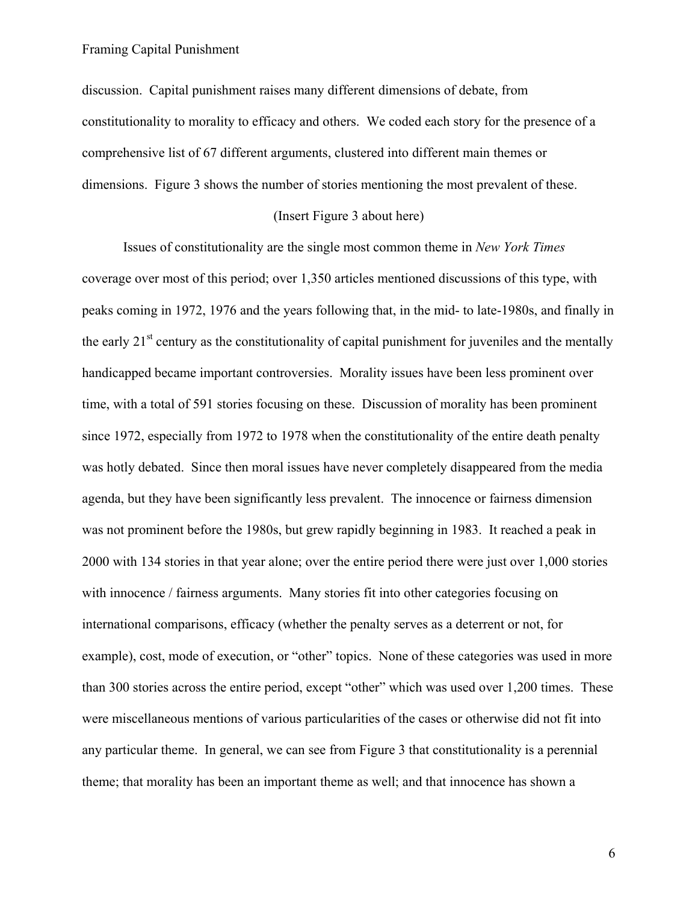discussion. Capital punishment raises many different dimensions of debate, from constitutionality to morality to efficacy and others. We coded each story for the presence of a comprehensive list of 67 different arguments, clustered into different main themes or dimensions. Figure 3 shows the number of stories mentioning the most prevalent of these.

(Insert Figure 3 about here)

Issues of constitutionality are the single most common theme in *New York Times* coverage over most of this period; over 1,350 articles mentioned discussions of this type, with peaks coming in 1972, 1976 and the years following that, in the mid- to late-1980s, and finally in the early 21st century as the constitutionality of capital punishment for juveniles and the mentally handicapped became important controversies. Morality issues have been less prominent over time, with a total of 591 stories focusing on these. Discussion of morality has been prominent since 1972, especially from 1972 to 1978 when the constitutionality of the entire death penalty was hotly debated. Since then moral issues have never completely disappeared from the media agenda, but they have been significantly less prevalent. The innocence or fairness dimension was not prominent before the 1980s, but grew rapidly beginning in 1983. It reached a peak in 2000 with 134 stories in that year alone; over the entire period there were just over 1,000 stories with innocence / fairness arguments. Many stories fit into other categories focusing on international comparisons, efficacy (whether the penalty serves as a deterrent or not, for example), cost, mode of execution, or "other" topics. None of these categories was used in more than 300 stories across the entire period, except "other" which was used over 1,200 times. These were miscellaneous mentions of various particularities of the cases or otherwise did not fit into any particular theme. In general, we can see from Figure 3 that constitutionality is a perennial theme; that morality has been an important theme as well; and that innocence has shown a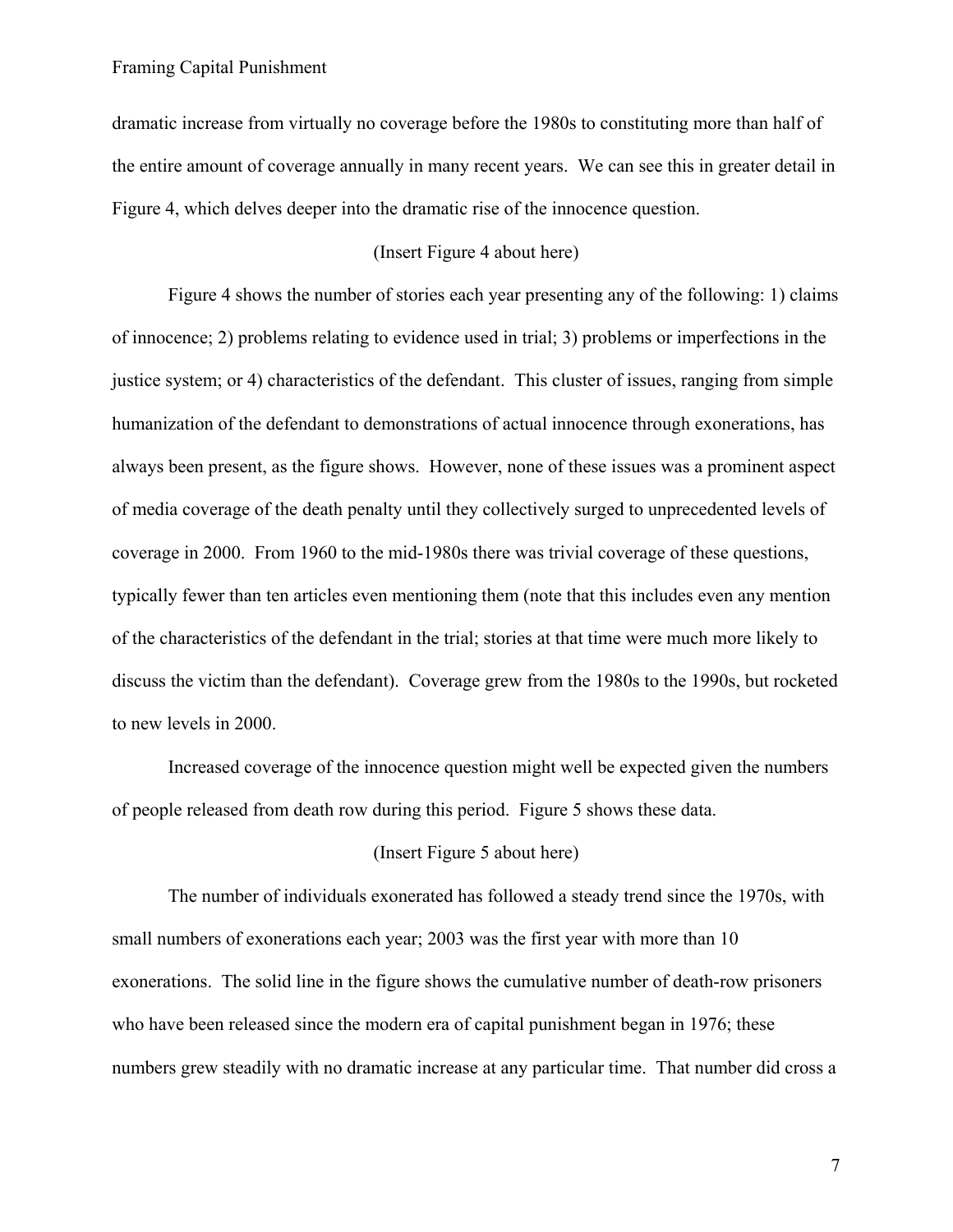dramatic increase from virtually no coverage before the 1980s to constituting more than half of the entire amount of coverage annually in many recent years. We can see this in greater detail in Figure 4, which delves deeper into the dramatic rise of the innocence question.

(Insert Figure 4 about here)

Figure 4 shows the number of stories each year presenting any of the following: 1) claims of innocence; 2) problems relating to evidence used in trial; 3) problems or imperfections in the justice system; or 4) characteristics of the defendant. This cluster of issues, ranging from simple humanization of the defendant to demonstrations of actual innocence through exonerations, has always been present, as the figure shows. However, none of these issues was a prominent aspect of media coverage of the death penalty until they collectively surged to unprecedented levels of coverage in 2000. From 1960 to the mid-1980s there was trivial coverage of these questions, typically fewer than ten articles even mentioning them (note that this includes even any mention of the characteristics of the defendant in the trial; stories at that time were much more likely to discuss the victim than the defendant). Coverage grew from the 1980s to the 1990s, but rocketed to new levels in 2000.

Increased coverage of the innocence question might well be expected given the numbers of people released from death row during this period. Figure 5 shows these data.

(Insert Figure 5 about here)

The number of individuals exonerated has followed a steady trend since the 1970s, with small numbers of exonerations each year; 2003 was the first year with more than 10 exonerations. The solid line in the figure shows the cumulative number of death-row prisoners who have been released since the modern era of capital punishment began in 1976; these numbers grew steadily with no dramatic increase at any particular time. That number did cross a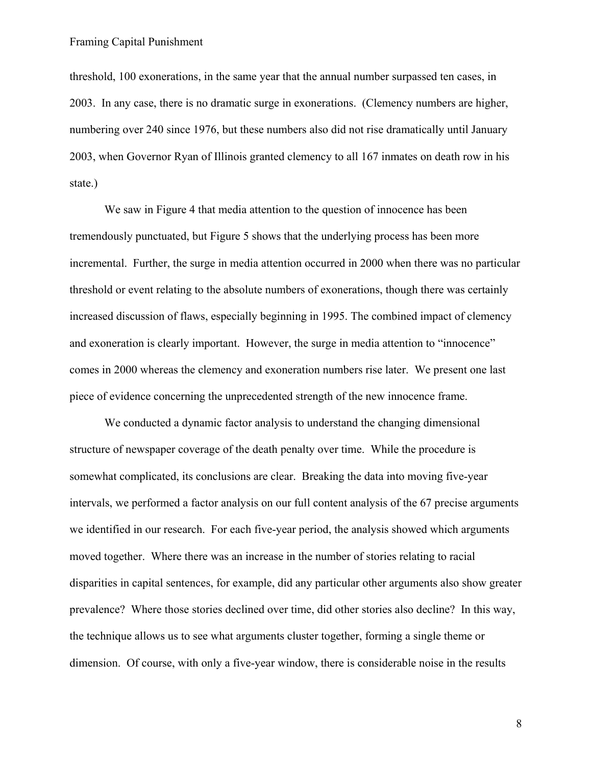threshold, 100 exonerations, in the same year that the annual number surpassed ten cases, in 2003. In any case, there is no dramatic surge in exonerations. (Clemency numbers are higher, numbering over 240 since 1976, but these numbers also did not rise dramatically until January 2003, when Governor Ryan of Illinois granted clemency to all 167 inmates on death row in his state.)

We saw in Figure 4 that media attention to the question of innocence has been tremendously punctuated, but Figure 5 shows that the underlying process has been more incremental. Further, the surge in media attention occurred in 2000 when there was no particular threshold or event relating to the absolute numbers of exonerations, though there was certainly increased discussion of flaws, especially beginning in 1995. The combined impact of clemency and exoneration is clearly important. However, the surge in media attention to "innocence" comes in 2000 whereas the clemency and exoneration numbers rise later. We present one last piece of evidence concerning the unprecedented strength of the new innocence frame.

We conducted a dynamic factor analysis to understand the changing dimensional structure of newspaper coverage of the death penalty over time. While the procedure is somewhat complicated, its conclusions are clear. Breaking the data into moving five-year intervals, we performed a factor analysis on our full content analysis of the 67 precise arguments we identified in our research. For each five-year period, the analysis showed which arguments moved together. Where there was an increase in the number of stories relating to racial disparities in capital sentences, for example, did any particular other arguments also show greater prevalence? Where those stories declined over time, did other stories also decline? In this way, the technique allows us to see what arguments cluster together, forming a single theme or dimension. Of course, with only a five-year window, there is considerable noise in the results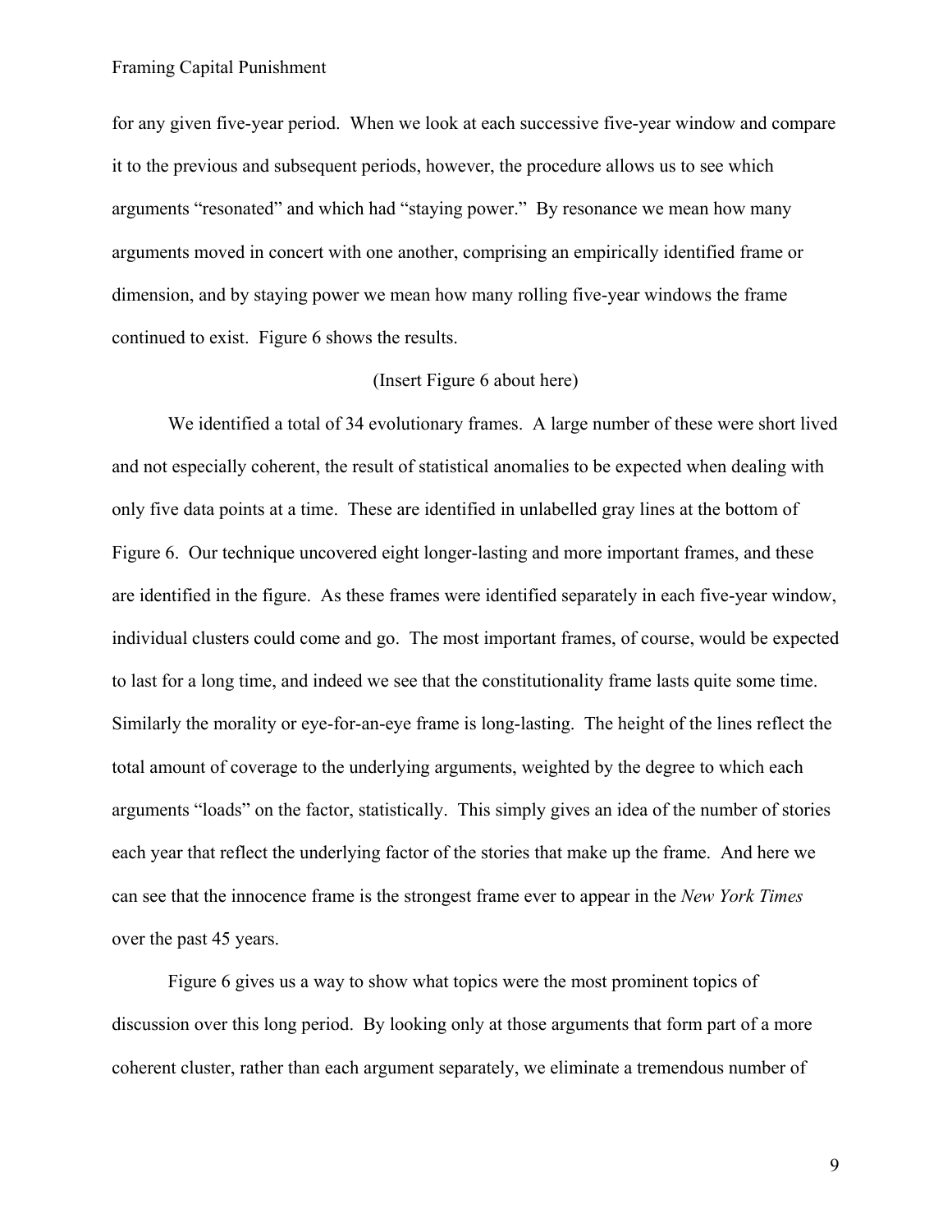for any given five-year period. When we look at each successive five-year window and compare it to the previous and subsequent periods, however, the procedure allows us to see which arguments "resonated" and which had "staying power." By resonance we mean how many arguments moved in concert with one another, comprising an empirically identified frame or dimension, and by staying power we mean how many rolling five-year windows the frame continued to exist. Figure 6 shows the results.

(Insert Figure 6 about here)

We identified a total of 34 evolutionary frames. A large number of these were short lived and not especially coherent, the result of statistical anomalies to be expected when dealing with only five data points at a time. These are identified in unlabelled gray lines at the bottom of Figure 6. Our technique uncovered eight longer-lasting and more important frames, and these are identified in the figure. As these frames were identified separately in each five-year window, individual clusters could come and go. The most important frames, of course, would be expected to last for a long time, and indeed we see that the constitutionality frame lasts quite some time. Similarly the morality or eye-for-an-eye frame is long-lasting. The height of the lines reflect the total amount of coverage to the underlying arguments, weighted by the degree to which each arguments "loads" on the factor, statistically. This simply gives an idea of the number of stories each year that reflect the underlying factor of the stories that make up the frame. And here we can see that the innocence frame is the strongest frame ever to appear in the *New York Times* over the past 45 years.

Figure 6 gives us a way to show what topics were the most prominent topics of discussion over this long period. By looking only at those arguments that form part of a more coherent cluster, rather than each argument separately, we eliminate a tremendous number of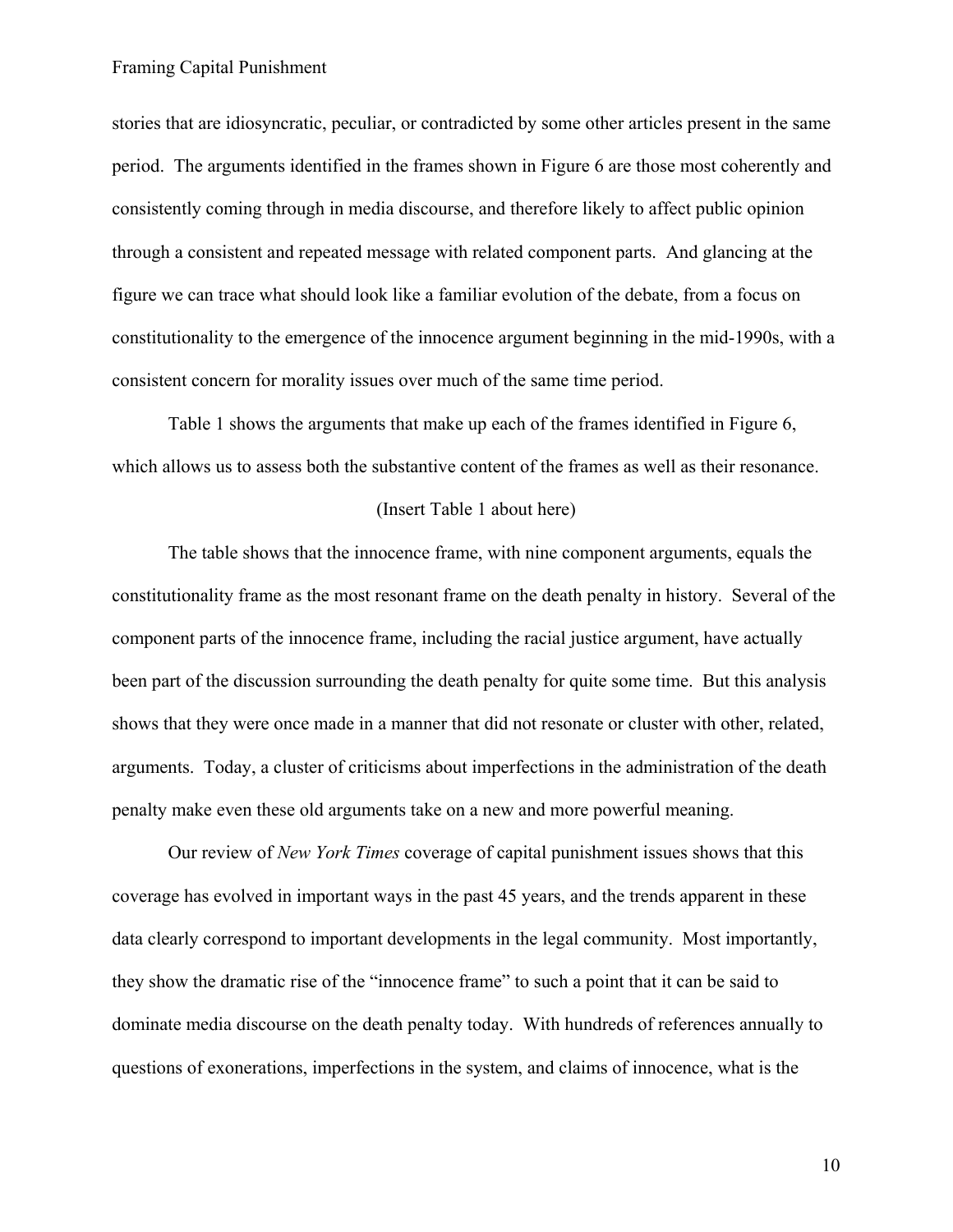stories that are idiosyncratic, peculiar, or contradicted by some other articles present in the same period. The arguments identified in the frames shown in Figure 6 are those most coherently and consistently coming through in media discourse, and therefore likely to affect public opinion through a consistent and repeated message with related component parts. And glancing at the figure we can trace what should look like a familiar evolution of the debate, from a focus on constitutionality to the emergence of the innocence argument beginning in the mid-1990s, with a consistent concern for morality issues over much of the same time period.

Table 1 shows the arguments that make up each of the frames identified in Figure 6, which allows us to assess both the substantive content of the frames as well as their resonance.

(Insert Table 1 about here)

The table shows that the innocence frame, with nine component arguments, equals the constitutionality frame as the most resonant frame on the death penalty in history. Several of the component parts of the innocence frame, including the racial justice argument, have actually been part of the discussion surrounding the death penalty for quite some time. But this analysis shows that they were once made in a manner that did not resonate or cluster with other, related, arguments. Today, a cluster of criticisms about imperfections in the administration of the death penalty make even these old arguments take on a new and more powerful meaning.

Our review of *New York Times* coverage of capital punishment issues shows that this coverage has evolved in important ways in the past 45 years, and the trends apparent in these data clearly correspond to important developments in the legal community. Most importantly, they show the dramatic rise of the "innocence frame" to such a point that it can be said to dominate media discourse on the death penalty today. With hundreds of references annually to questions of exonerations, imperfections in the system, and claims of innocence, what is the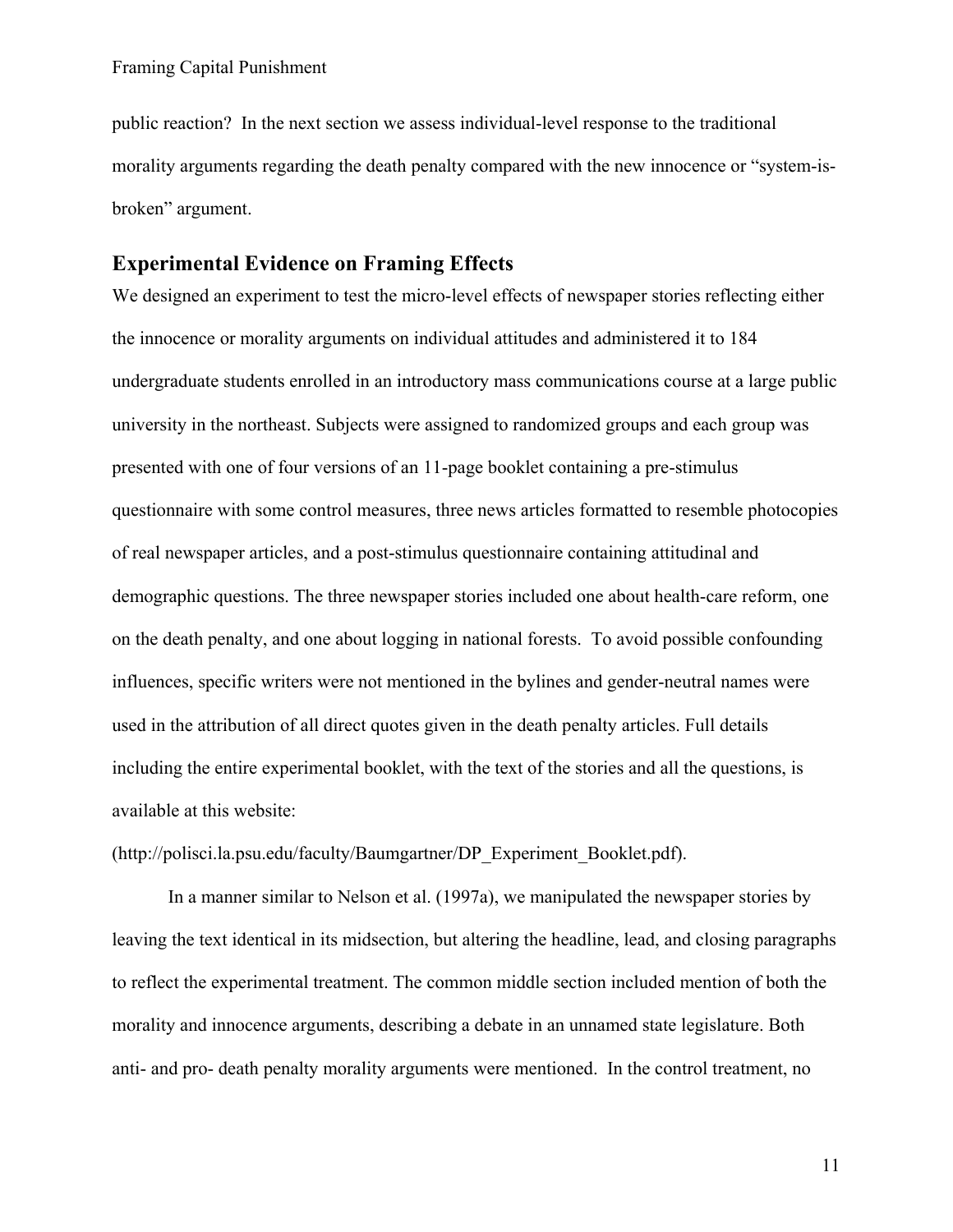public reaction? In the next section we assess individual-level response to the traditional morality arguments regarding the death penalty compared with the new innocence or "system-is-broken" argument.

## Experimental Evidence on Framing Effects

We designed an experiment to test the micro-level effects of newspaper stories reflecting either the innocence or morality arguments on individual attitudes and administered it to 184 undergraduate students enrolled in an introductory mass communications course at a large public university in the northeast. Subjects were assigned to randomized groups and each group was presented with one of four versions of an 11-page booklet containing a pre-stimulus questionnaire with some control measures, three news articles formatted to resemble photocopies of real newspaper articles, and a post-stimulus questionnaire containing attitudinal and demographic questions. The three newspaper stories included one about health-care reform, one on the death penalty, and one about logging in national forests. To avoid possible confounding influences, specific writers were not mentioned in the bylines and gender-neutral names were used in the attribution of all direct quotes given in the death penalty articles. Full details including the entire experimental booklet, with the text of the stories and all the questions, is available at this website:

(http://polisci.la.psu.edu/faculty/Baumgartner/DP_Experiment_Booklet.pdf).

In a manner similar to Nelson et al. (1997a), we manipulated the newspaper stories by leaving the text identical in its midsection, but altering the headline, lead, and closing paragraphs to reflect the experimental treatment. The common middle section included mention of both the morality and innocence arguments, describing a debate in an unnamed state legislature. Both anti- and pro- death penalty morality arguments were mentioned. In the control treatment, no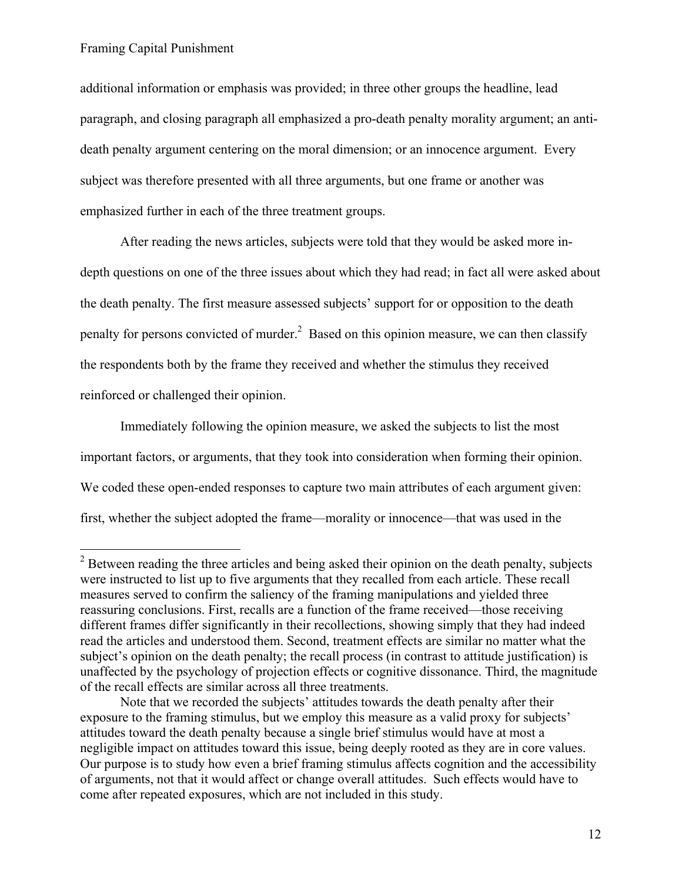additional information or emphasis was provided; in three other groups the headline, lead paragraph, and closing paragraph all emphasized a pro-death penalty morality argument; an anti-death penalty argument centering on the moral dimension; or an innocence argument. Every subject was therefore presented with all three arguments, but one frame or another was emphasized further in each of the three treatment groups.

After reading the news articles, subjects were told that they would be asked more in-depth questions on one of the three issues about which they had read; in fact all were asked about the death penalty. The first measure assessed subjects' support for or opposition to the death penalty for persons convicted of murder.[2] Based on this opinion measure, we can then classify the respondents both by the frame they received and whether the stimulus they received reinforced or challenged their opinion.

Immediately following the opinion measure, we asked the subjects to list the most important factors, or arguments, that they took into consideration when forming their opinion. We coded these open-ended responses to capture two main attributes of each argument given: first, whether the subject adopted the frame—morality or innocence—that was used in the

---

[2] Between reading the three articles and being asked their opinion on the death penalty, subjects were instructed to list up to five arguments that they recalled from each article. These recall measures served to confirm the saliency of the framing manipulations and yielded three reassuring conclusions. First, recalls are a function of the frame received—those receiving different frames differ significantly in their recollections, showing simply that they had indeed read the articles and understood them. Second, treatment effects are similar no matter what the subject's opinion on the death penalty; the recall process (in contrast to attitude justification) is unaffected by the psychology of projection effects or cognitive dissonance. Third, the magnitude of the recall effects are similar across all three treatments.

Note that we recorded the subjects' attitudes towards the death penalty after their exposure to the framing stimulus, but we employ this measure as a valid proxy for subjects' attitudes toward the death penalty because a single brief stimulus would have at most a negligible impact on attitudes toward this issue, being deeply rooted as they are in core values. Our purpose is to study how even a brief framing stimulus affects cognition and the accessibility of arguments, not that it would affect or change overall attitudes. Such effects would have to come after repeated exposures, which are not included in this study.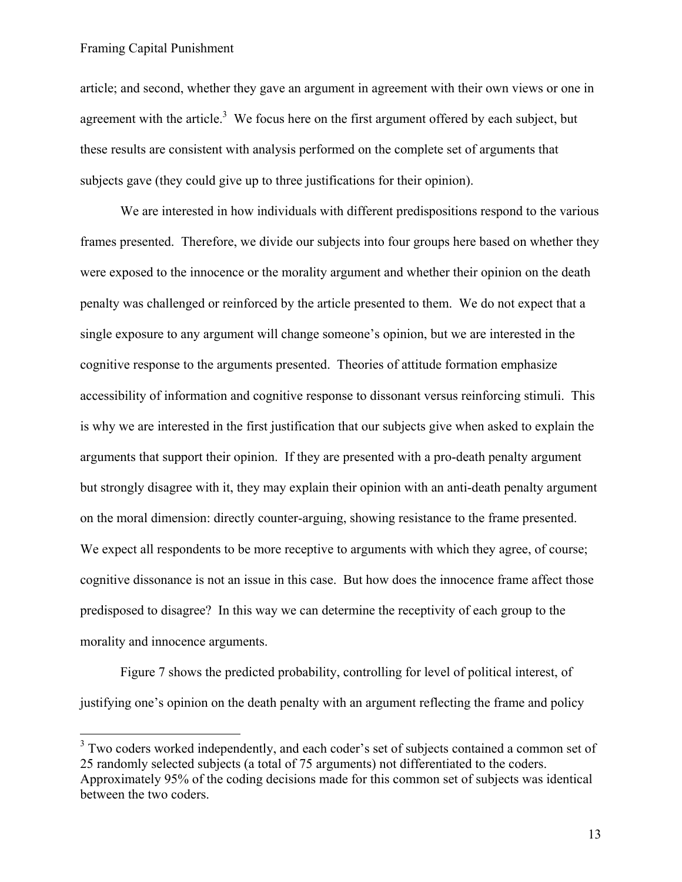article; and second, whether they gave an argument in agreement with their own views or one in agreement with the article.[3] We focus here on the first argument offered by each subject, but these results are consistent with analysis performed on the complete set of arguments that subjects gave (they could give up to three justifications for their opinion).

We are interested in how individuals with different predispositions respond to the various frames presented. Therefore, we divide our subjects into four groups here based on whether they were exposed to the innocence or the morality argument and whether their opinion on the death penalty was challenged or reinforced by the article presented to them. We do not expect that a single exposure to any argument will change someone's opinion, but we are interested in the cognitive response to the arguments presented. Theories of attitude formation emphasize accessibility of information and cognitive response to dissonant versus reinforcing stimuli. This is why we are interested in the first justification that our subjects give when asked to explain the arguments that support their opinion. If they are presented with a pro-death penalty argument but strongly disagree with it, they may explain their opinion with an anti-death penalty argument on the moral dimension: directly counter-arguing, showing resistance to the frame presented. We expect all respondents to be more receptive to arguments with which they agree, of course; cognitive dissonance is not an issue in this case. But how does the innocence frame affect those predisposed to disagree? In this way we can determine the receptivity of each group to the morality and innocence arguments.

Figure 7 shows the predicted probability, controlling for level of political interest, of justifying one's opinion on the death penalty with an argument reflecting the frame and policy

[3] Two coders worked independently, and each coder's set of subjects contained a common set of 25 randomly selected subjects (a total of 75 arguments) not differentiated to the coders. Approximately 95% of the coding decisions made for this common set of subjects was identical between the two coders.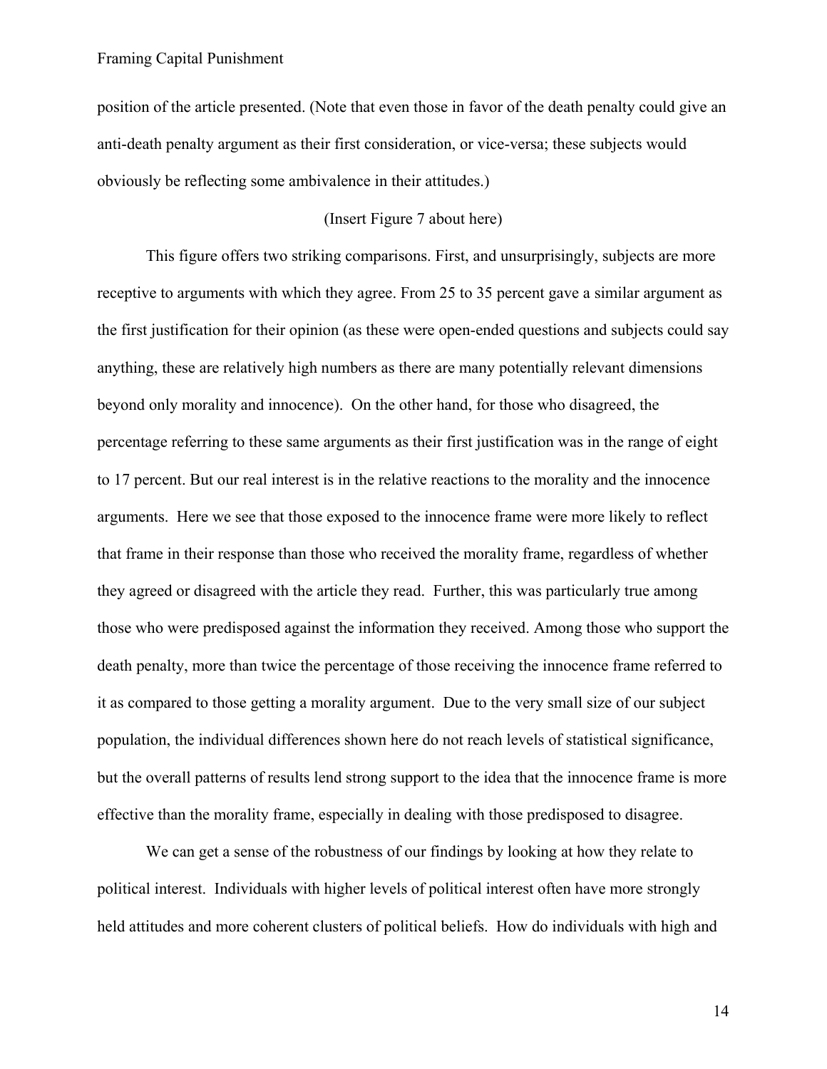position of the article presented. (Note that even those in favor of the death penalty could give an anti-death penalty argument as their first consideration, or vice-versa; these subjects would obviously be reflecting some ambivalence in their attitudes.)

(Insert Figure 7 about here)

This figure offers two striking comparisons. First, and unsurprisingly, subjects are more receptive to arguments with which they agree. From 25 to 35 percent gave a similar argument as the first justification for their opinion (as these were open-ended questions and subjects could say anything, these are relatively high numbers as there are many potentially relevant dimensions beyond only morality and innocence). On the other hand, for those who disagreed, the percentage referring to these same arguments as their first justification was in the range of eight to 17 percent. But our real interest is in the relative reactions to the morality and the innocence arguments. Here we see that those exposed to the innocence frame were more likely to reflect that frame in their response than those who received the morality frame, regardless of whether they agreed or disagreed with the article they read. Further, this was particularly true among those who were predisposed against the information they received. Among those who support the death penalty, more than twice the percentage of those receiving the innocence frame referred to it as compared to those getting a morality argument. Due to the very small size of our subject population, the individual differences shown here do not reach levels of statistical significance, but the overall patterns of results lend strong support to the idea that the innocence frame is more effective than the morality frame, especially in dealing with those predisposed to disagree.

We can get a sense of the robustness of our findings by looking at how they relate to political interest. Individuals with higher levels of political interest often have more strongly held attitudes and more coherent clusters of political beliefs. How do individuals with high and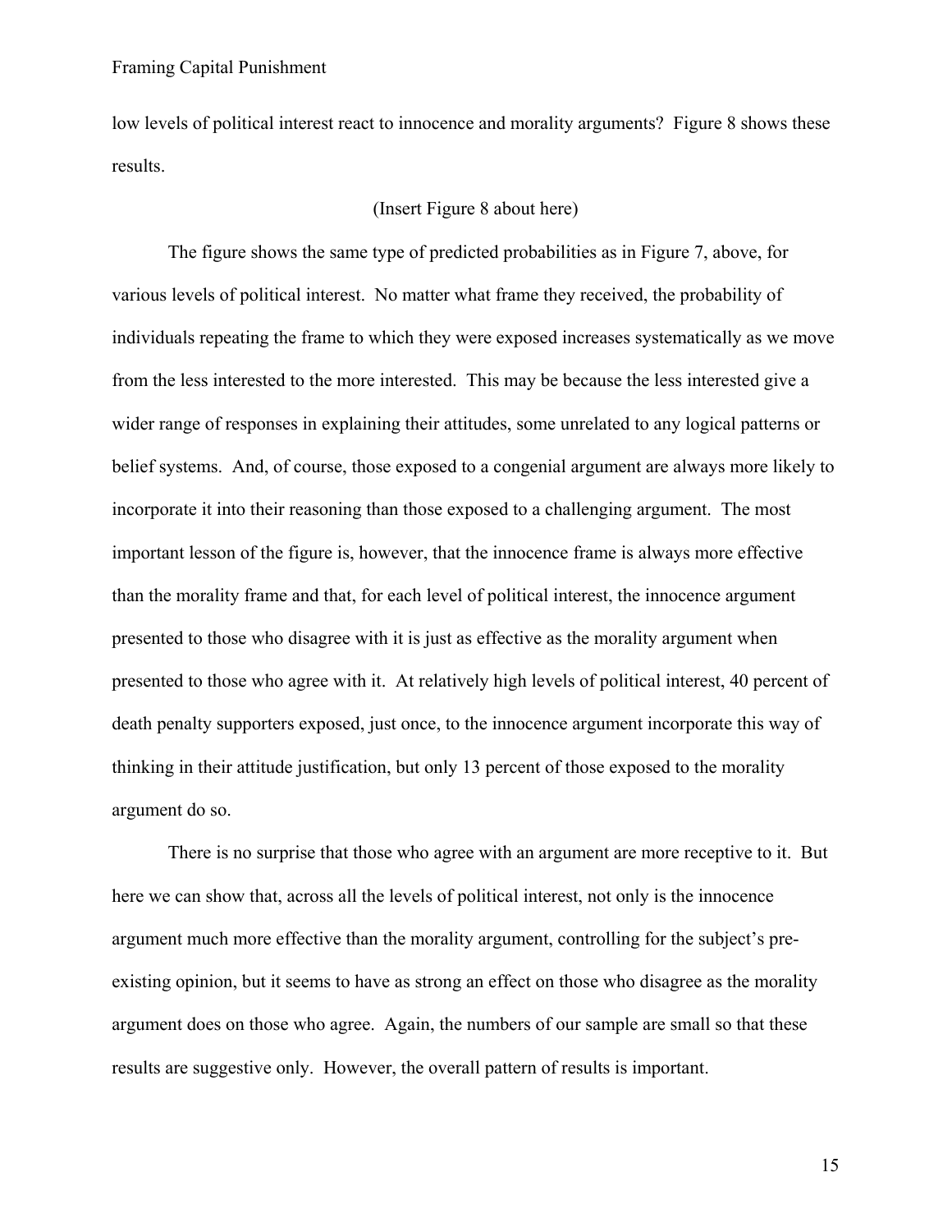low levels of political interest react to innocence and morality arguments? Figure 8 shows these results.

(Insert Figure 8 about here)

The figure shows the same type of predicted probabilities as in Figure 7, above, for various levels of political interest. No matter what frame they received, the probability of individuals repeating the frame to which they were exposed increases systematically as we move from the less interested to the more interested. This may be because the less interested give a wider range of responses in explaining their attitudes, some unrelated to any logical patterns or belief systems. And, of course, those exposed to a congenial argument are always more likely to incorporate it into their reasoning than those exposed to a challenging argument. The most important lesson of the figure is, however, that the innocence frame is always more effective than the morality frame and that, for each level of political interest, the innocence argument presented to those who disagree with it is just as effective as the morality argument when presented to those who agree with it. At relatively high levels of political interest, 40 percent of death penalty supporters exposed, just once, to the innocence argument incorporate this way of thinking in their attitude justification, but only 13 percent of those exposed to the morality argument do so.

There is no surprise that those who agree with an argument are more receptive to it. But here we can show that, across all the levels of political interest, not only is the innocence argument much more effective than the morality argument, controlling for the subject's pre-existing opinion, but it seems to have as strong an effect on those who disagree as the morality argument does on those who agree. Again, the numbers of our sample are small so that these results are suggestive only. However, the overall pattern of results is important.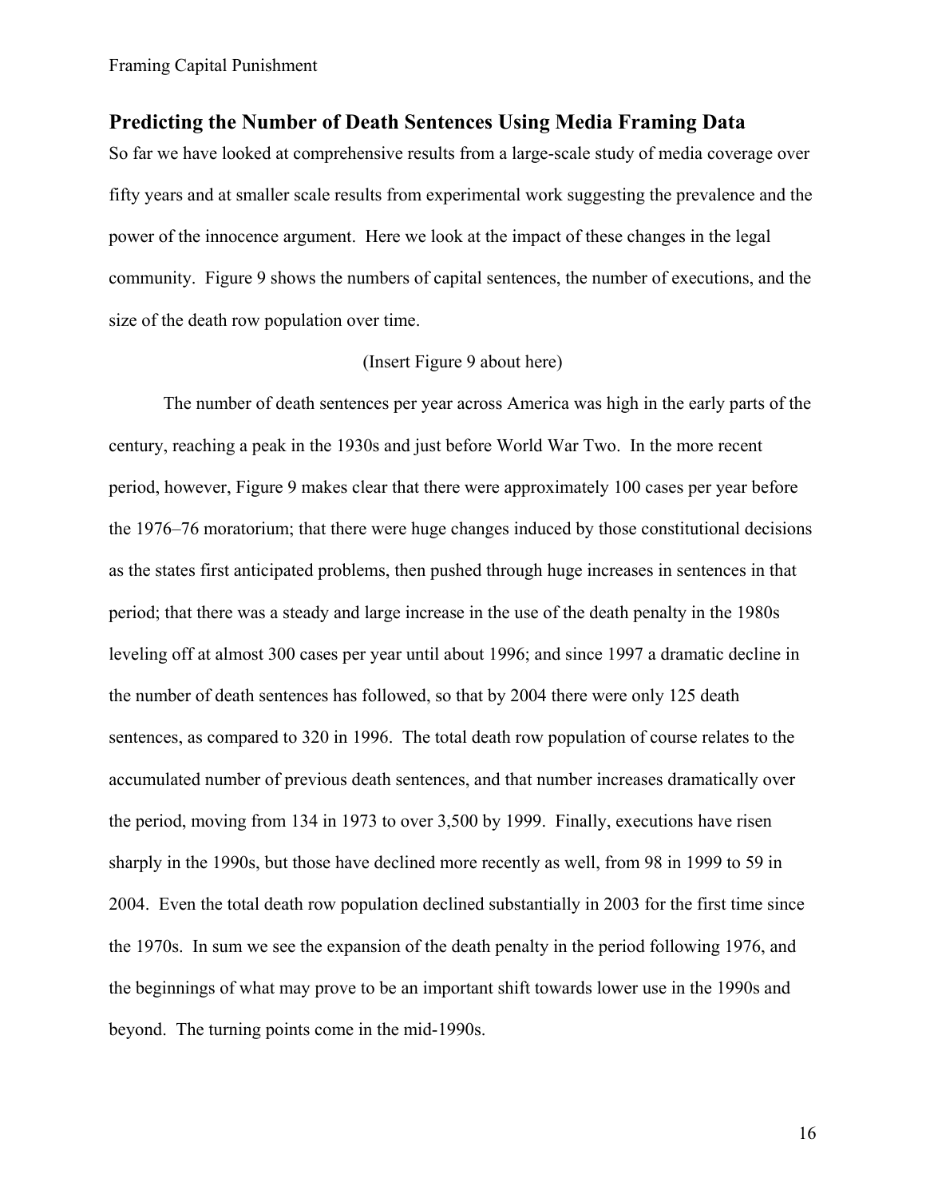## Predicting the Number of Death Sentences Using Media Framing Data

So far we have looked at comprehensive results from a large-scale study of media coverage over fifty years and at smaller scale results from experimental work suggesting the prevalence and the power of the innocence argument. Here we look at the impact of these changes in the legal community. Figure 9 shows the numbers of capital sentences, the number of executions, and the size of the death row population over time.

(Insert Figure 9 about here)

The number of death sentences per year across America was high in the early parts of the century, reaching a peak in the 1930s and just before World War Two. In the more recent period, however, Figure 9 makes clear that there were approximately 100 cases per year before the 1976–76 moratorium; that there were huge changes induced by those constitutional decisions as the states first anticipated problems, then pushed through huge increases in sentences in that period; that there was a steady and large increase in the use of the death penalty in the 1980s leveling off at almost 300 cases per year until about 1996; and since 1997 a dramatic decline in the number of death sentences has followed, so that by 2004 there were only 125 death sentences, as compared to 320 in 1996. The total death row population of course relates to the accumulated number of previous death sentences, and that number increases dramatically over the period, moving from 134 in 1973 to over 3,500 by 1999. Finally, executions have risen sharply in the 1990s, but those have declined more recently as well, from 98 in 1999 to 59 in 2004. Even the total death row population declined substantially in 2003 for the first time since the 1970s. In sum we see the expansion of the death penalty in the period following 1976, and the beginnings of what may prove to be an important shift towards lower use in the 1990s and beyond. The turning points come in the mid-1990s.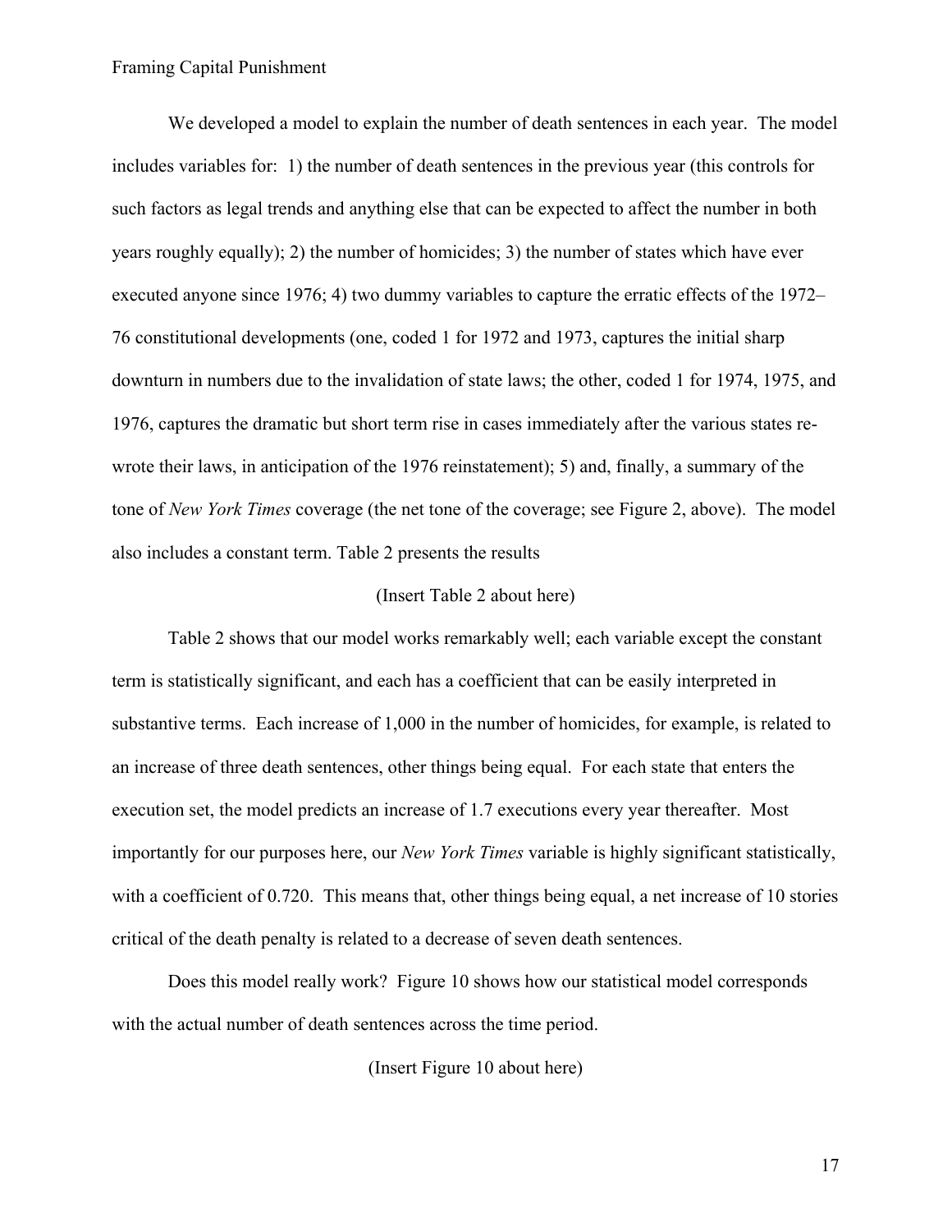We developed a model to explain the number of death sentences in each year. The model includes variables for: 1) the number of death sentences in the previous year (this controls for such factors as legal trends and anything else that can be expected to affect the number in both years roughly equally); 2) the number of homicides; 3) the number of states which have ever executed anyone since 1976; 4) two dummy variables to capture the erratic effects of the 1972–76 constitutional developments (one, coded 1 for 1972 and 1973, captures the initial sharp downturn in numbers due to the invalidation of state laws; the other, coded 1 for 1974, 1975, and 1976, captures the dramatic but short term rise in cases immediately after the various states re-wrote their laws, in anticipation of the 1976 reinstatement); 5) and, finally, a summary of the tone of *New York Times* coverage (the net tone of the coverage; see Figure 2, above). The model also includes a constant term. Table 2 presents the results

(Insert Table 2 about here)

Table 2 shows that our model works remarkably well; each variable except the constant term is statistically significant, and each has a coefficient that can be easily interpreted in substantive terms. Each increase of 1,000 in the number of homicides, for example, is related to an increase of three death sentences, other things being equal. For each state that enters the execution set, the model predicts an increase of 1.7 executions every year thereafter. Most importantly for our purposes here, our *New York Times* variable is highly significant statistically, with a coefficient of 0.720. This means that, other things being equal, a net increase of 10 stories critical of the death penalty is related to a decrease of seven death sentences.

Does this model really work? Figure 10 shows how our statistical model corresponds with the actual number of death sentences across the time period.

(Insert Figure 10 about here)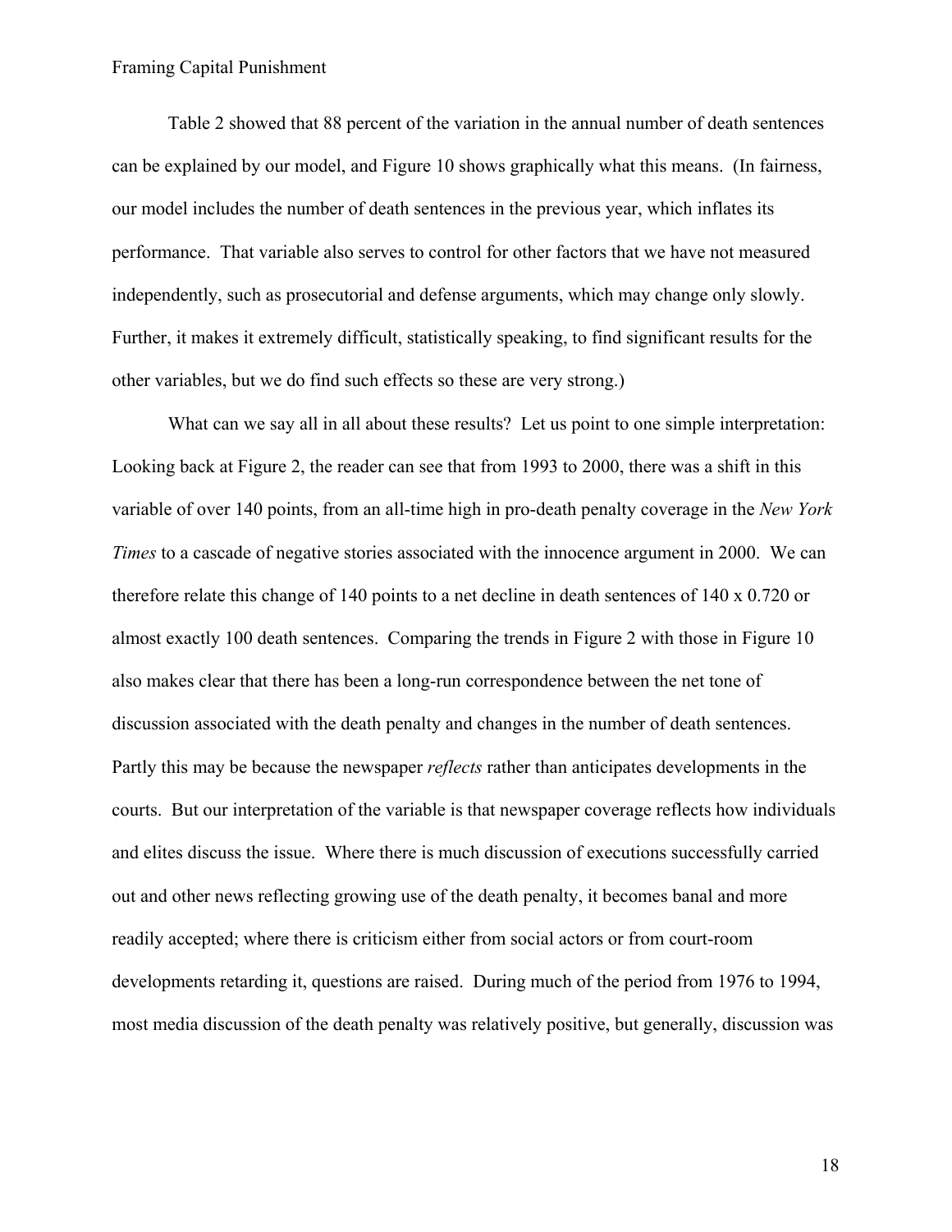Table 2 showed that 88 percent of the variation in the annual number of death sentences can be explained by our model, and Figure 10 shows graphically what this means. (In fairness, our model includes the number of death sentences in the previous year, which inflates its performance. That variable also serves to control for other factors that we have not measured independently, such as prosecutorial and defense arguments, which may change only slowly. Further, it makes it extremely difficult, statistically speaking, to find significant results for the other variables, but we do find such effects so these are very strong.)

What can we say all in all about these results? Let us point to one simple interpretation: Looking back at Figure 2, the reader can see that from 1993 to 2000, there was a shift in this variable of over 140 points, from an all-time high in pro-death penalty coverage in the *New York Times* to a cascade of negative stories associated with the innocence argument in 2000. We can therefore relate this change of 140 points to a net decline in death sentences of 140 x 0.720 or almost exactly 100 death sentences. Comparing the trends in Figure 2 with those in Figure 10 also makes clear that there has been a long-run correspondence between the net tone of discussion associated with the death penalty and changes in the number of death sentences. Partly this may be because the newspaper *reflects* rather than anticipates developments in the courts. But our interpretation of the variable is that newspaper coverage reflects how individuals and elites discuss the issue. Where there is much discussion of executions successfully carried out and other news reflecting growing use of the death penalty, it becomes banal and more readily accepted; where there is criticism either from social actors or from court-room developments retarding it, questions are raised. During much of the period from 1976 to 1994, most media discussion of the death penalty was relatively positive, but generally, discussion was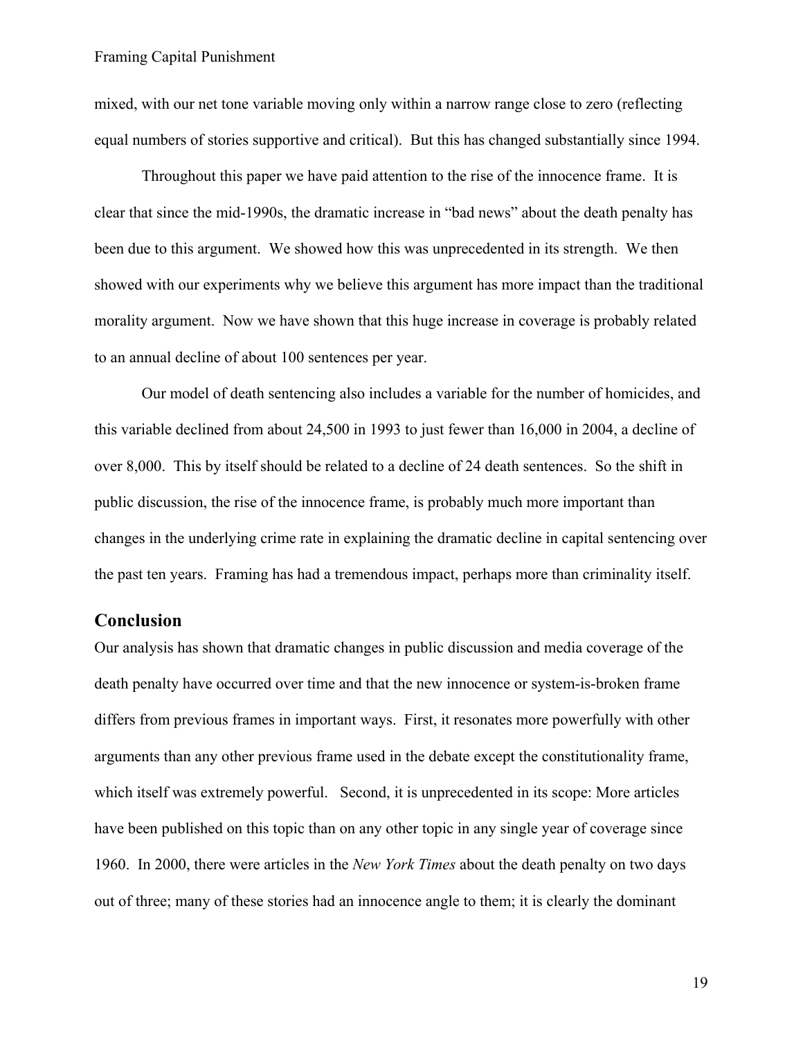mixed, with our net tone variable moving only within a narrow range close to zero (reflecting equal numbers of stories supportive and critical). But this has changed substantially since 1994.

Throughout this paper we have paid attention to the rise of the innocence frame. It is clear that since the mid-1990s, the dramatic increase in "bad news" about the death penalty has been due to this argument. We showed how this was unprecedented in its strength. We then showed with our experiments why we believe this argument has more impact than the traditional morality argument. Now we have shown that this huge increase in coverage is probably related to an annual decline of about 100 sentences per year.

Our model of death sentencing also includes a variable for the number of homicides, and this variable declined from about 24,500 in 1993 to just fewer than 16,000 in 2004, a decline of over 8,000. This by itself should be related to a decline of 24 death sentences. So the shift in public discussion, the rise of the innocence frame, is probably much more important than changes in the underlying crime rate in explaining the dramatic decline in capital sentencing over the past ten years. Framing has had a tremendous impact, perhaps more than criminality itself.

## Conclusion

Our analysis has shown that dramatic changes in public discussion and media coverage of the death penalty have occurred over time and that the new innocence or system-is-broken frame differs from previous frames in important ways. First, it resonates more powerfully with other arguments than any other previous frame used in the debate except the constitutionality frame, which itself was extremely powerful. Second, it is unprecedented in its scope: More articles have been published on this topic than on any other topic in any single year of coverage since 1960. In 2000, there were articles in the *New York Times* about the death penalty on two days out of three; many of these stories had an innocence angle to them; it is clearly the dominant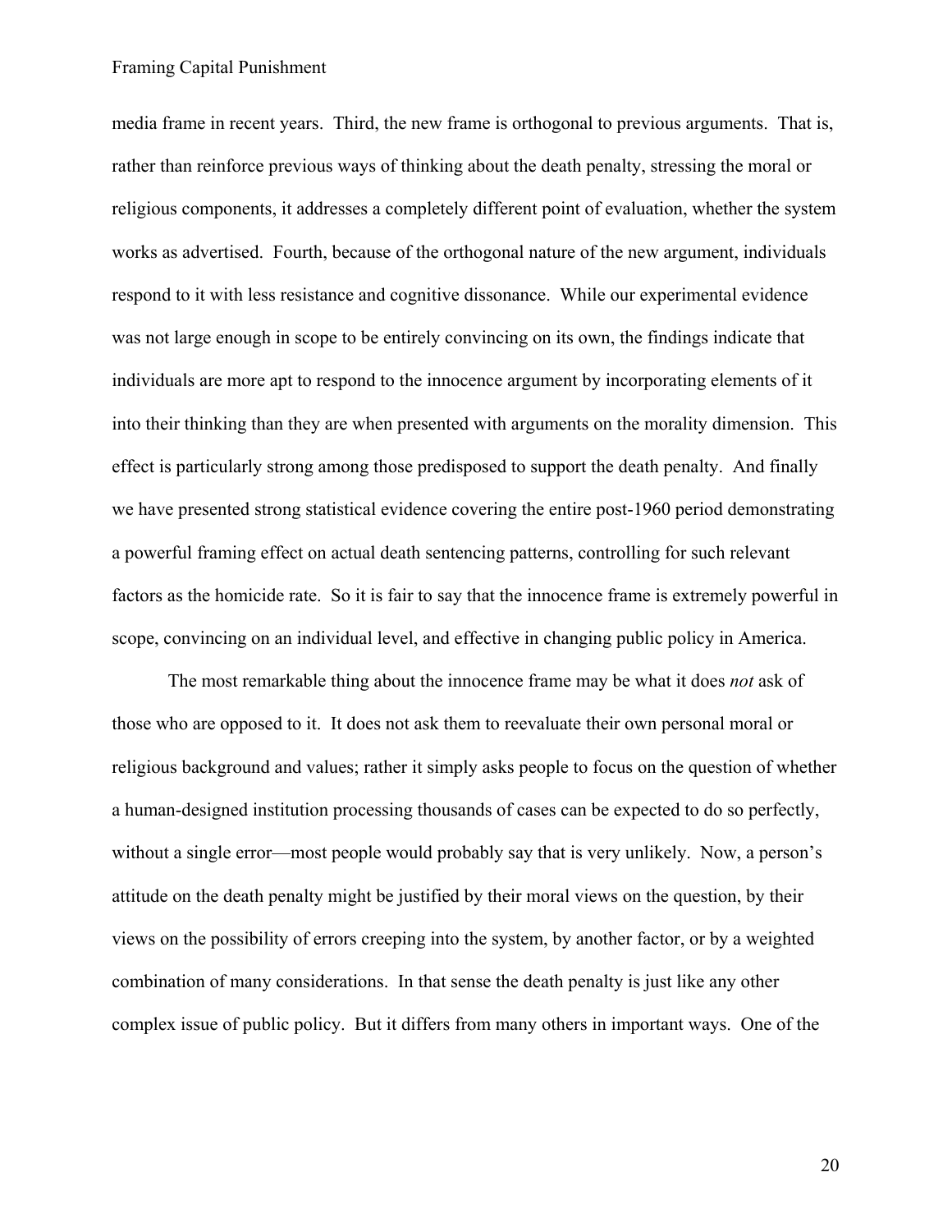media frame in recent years. Third, the new frame is orthogonal to previous arguments. That is, rather than reinforce previous ways of thinking about the death penalty, stressing the moral or religious components, it addresses a completely different point of evaluation, whether the system works as advertised. Fourth, because of the orthogonal nature of the new argument, individuals respond to it with less resistance and cognitive dissonance. While our experimental evidence was not large enough in scope to be entirely convincing on its own, the findings indicate that individuals are more apt to respond to the innocence argument by incorporating elements of it into their thinking than they are when presented with arguments on the morality dimension. This effect is particularly strong among those predisposed to support the death penalty. And finally we have presented strong statistical evidence covering the entire post-1960 period demonstrating a powerful framing effect on actual death sentencing patterns, controlling for such relevant factors as the homicide rate. So it is fair to say that the innocence frame is extremely powerful in scope, convincing on an individual level, and effective in changing public policy in America.

The most remarkable thing about the innocence frame may be what it does *not* ask of those who are opposed to it. It does not ask them to reevaluate their own personal moral or religious background and values; rather it simply asks people to focus on the question of whether a human-designed institution processing thousands of cases can be expected to do so perfectly, without a single error—most people would probably say that is very unlikely. Now, a person's attitude on the death penalty might be justified by their moral views on the question, by their views on the possibility of errors creeping into the system, by another factor, or by a weighted combination of many considerations. In that sense the death penalty is just like any other complex issue of public policy. But it differs from many others in important ways. One of the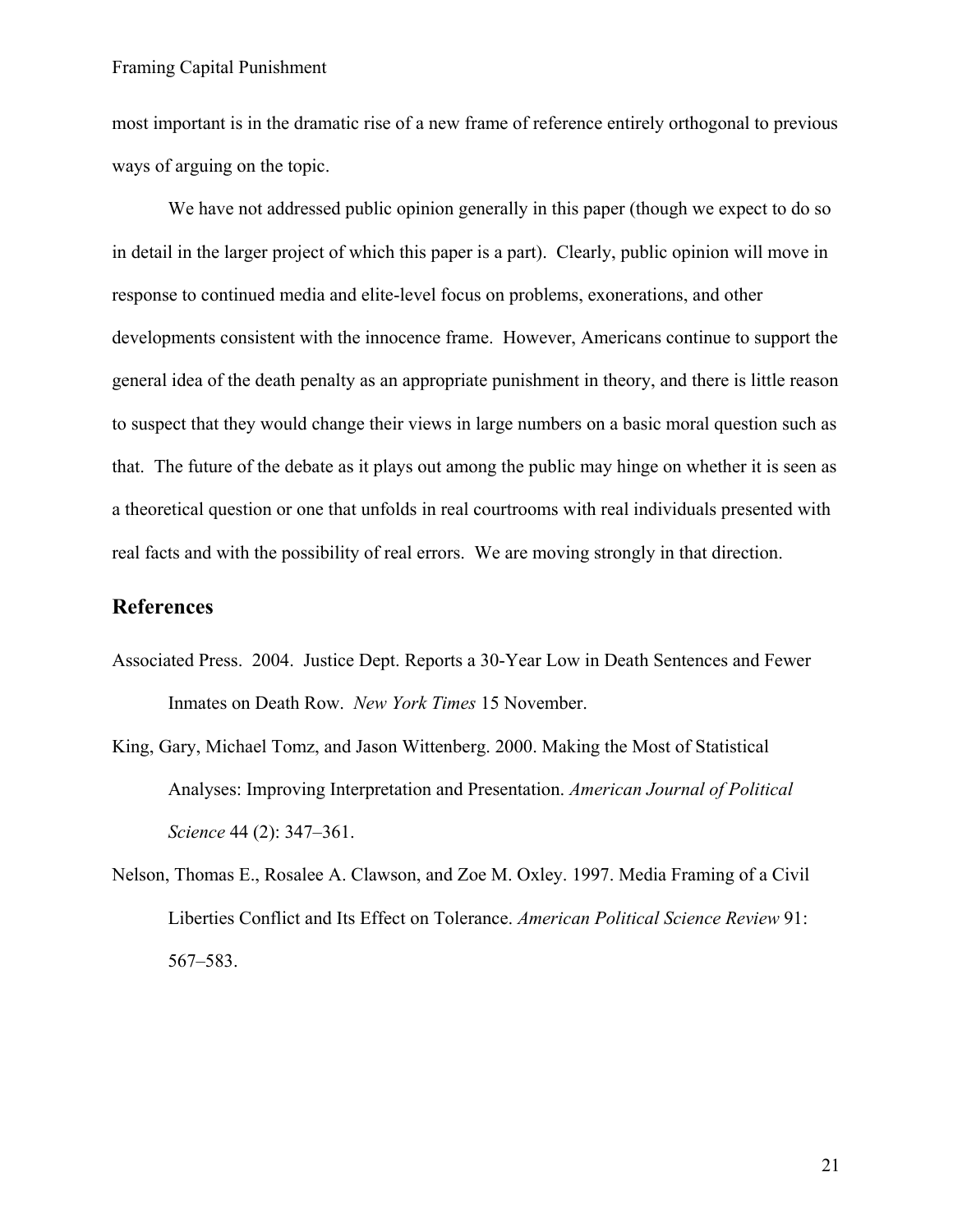most important is in the dramatic rise of a new frame of reference entirely orthogonal to previous ways of arguing on the topic.

We have not addressed public opinion generally in this paper (though we expect to do so in detail in the larger project of which this paper is a part). Clearly, public opinion will move in response to continued media and elite-level focus on problems, exonerations, and other developments consistent with the innocence frame. However, Americans continue to support the general idea of the death penalty as an appropriate punishment in theory, and there is little reason to suspect that they would change their views in large numbers on a basic moral question such as that. The future of the debate as it plays out among the public may hinge on whether it is seen as a theoretical question or one that unfolds in real courtrooms with real individuals presented with real facts and with the possibility of real errors. We are moving strongly in that direction.

## References

Associated Press. 2004. Justice Dept. Reports a 30-Year Low in Death Sentences and Fewer Inmates on Death Row. *New York Times* 15 November.

King, Gary, Michael Tomz, and Jason Wittenberg. 2000. Making the Most of Statistical Analyses: Improving Interpretation and Presentation. *American Journal of Political Science* 44 (2): 347–361.

Nelson, Thomas E., Rosalee A. Clawson, and Zoe M. Oxley. 1997. Media Framing of a Civil Liberties Conflict and Its Effect on Tolerance. *American Political Science Review* 91: 567–583.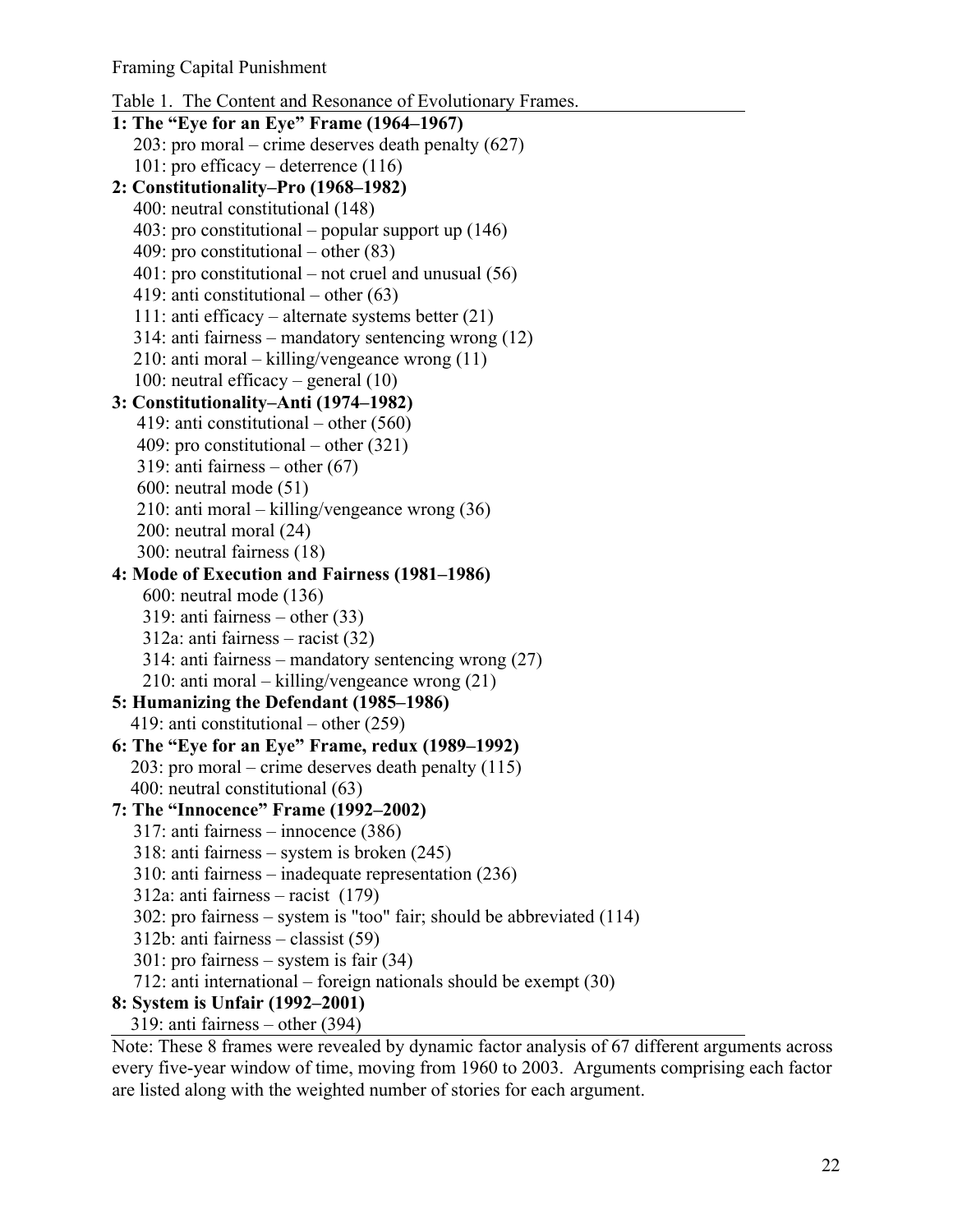Table 1. The Content and Resonance of Evolutionary Frames.

**1: The "Eye for an Eye" Frame (1964–1967)**
- 203: pro moral – crime deserves death penalty (627)
- 101: pro efficacy – deterrence (116)

**2: Constitutionality–Pro (1968–1982)**
- 400: neutral constitutional (148)
- 403: pro constitutional – popular support up (146)
- 409: pro constitutional – other (83)
- 401: pro constitutional – not cruel and unusual (56)
- 419: anti constitutional – other (63)
- 111: anti efficacy – alternate systems better (21)
- 314: anti fairness – mandatory sentencing wrong (12)
- 210: anti moral – killing/vengeance wrong (11)
- 100: neutral efficacy – general (10)

**3: Constitutionality–Anti (1974–1982)**
- 419: anti constitutional – other (560)
- 409: pro constitutional – other (321)
- 319: anti fairness – other (67)
- 600: neutral mode (51)
- 210: anti moral – killing/vengeance wrong (36)
- 200: neutral moral (24)
- 300: neutral fairness (18)

**4: Mode of Execution and Fairness (1981–1986)**
- 600: neutral mode (136)
- 319: anti fairness – other (33)
- 312a: anti fairness – racist (32)
- 314: anti fairness – mandatory sentencing wrong (27)
- 210: anti moral – killing/vengeance wrong (21)

**5: Humanizing the Defendant (1985–1986)**
- 419: anti constitutional – other (259)

**6: The "Eye for an Eye" Frame, redux (1989–1992)**
- 203: pro moral – crime deserves death penalty (115)
- 400: neutral constitutional (63)

**7: The "Innocence" Frame (1992–2002)**
- 317: anti fairness – innocence (386)
- 318: anti fairness – system is broken (245)
- 310: anti fairness – inadequate representation (236)
- 312a: anti fairness – racist (179)
- 302: pro fairness – system is "too" fair; should be abbreviated (114)
- 312b: anti fairness – classist (59)
- 301: pro fairness – system is fair (34)
- 712: anti international – foreign nationals should be exempt (30)

**8: System is Unfair (1992–2001)**
- 319: anti fairness – other (394)

Note: These 8 frames were revealed by dynamic factor analysis of 67 different arguments across every five-year window of time, moving from 1960 to 2003. Arguments comprising each factor are listed along with the weighted number of stories for each argument.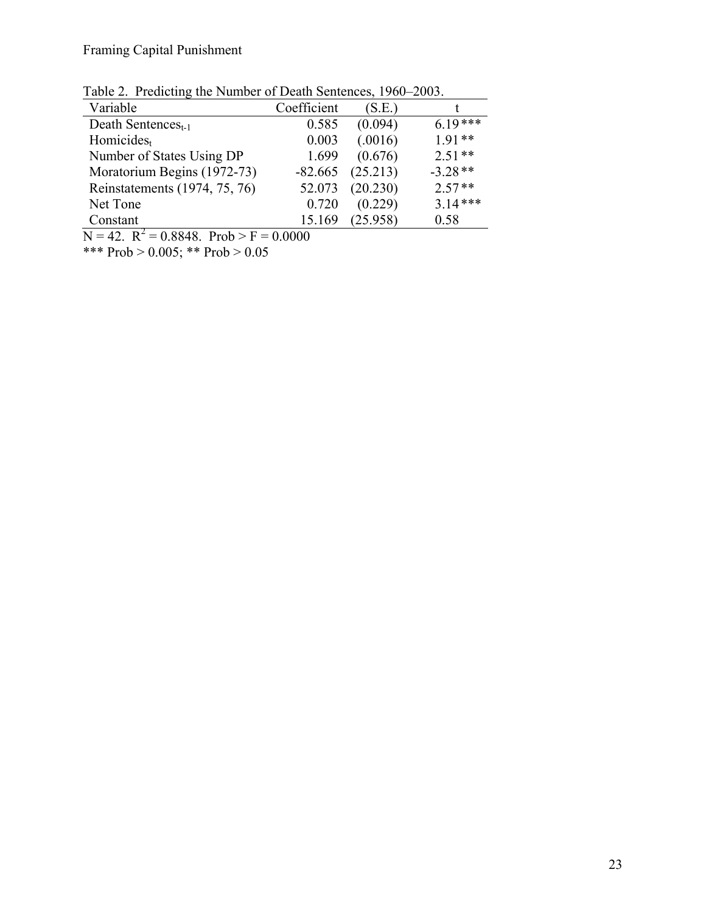Table 2. Predicting the Number of Death Sentences, 1960–2003.

| Variable | Coefficient | (S.E.) | t |
|---|---|---|---|
| Death $\text{Sentences}_{t-1}$ | 0.585 | (0.094) | 6.19 *** |
| $\text{Homicides}_{t}$ | 0.003 | (.0016) | 1.91 ** |
| Number of States Using DP | 1.699 | (0.676) | 2.51 ** |
| Moratorium Begins (1972-73) | -82.665 | (25.213) | -3.28 ** |
| Reinstatements (1974, 75, 76) | 52.073 | (20.230) | 2.57 ** |
| Net Tone | 0.720 | (0.229) | 3.14 *** |
| Constant | 15.169 | (25.958) | 0.58 |

N = 42. $R^2 = 0.8848$. Prob > F = 0.0000

*** Prob > 0.005; ** Prob > 0.05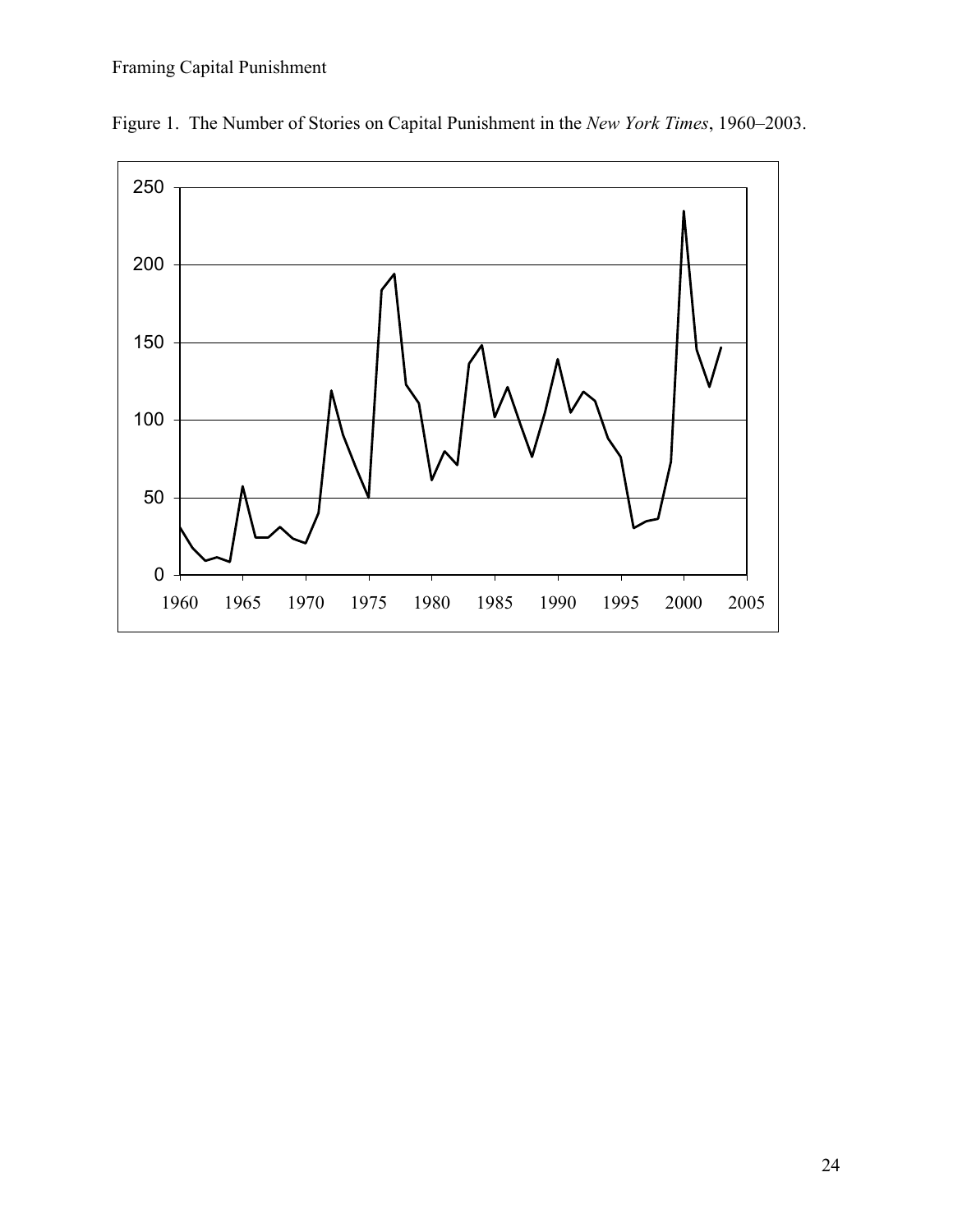Figure 1. The Number of Stories on Capital Punishment in the *New York Times*, 1960–2003.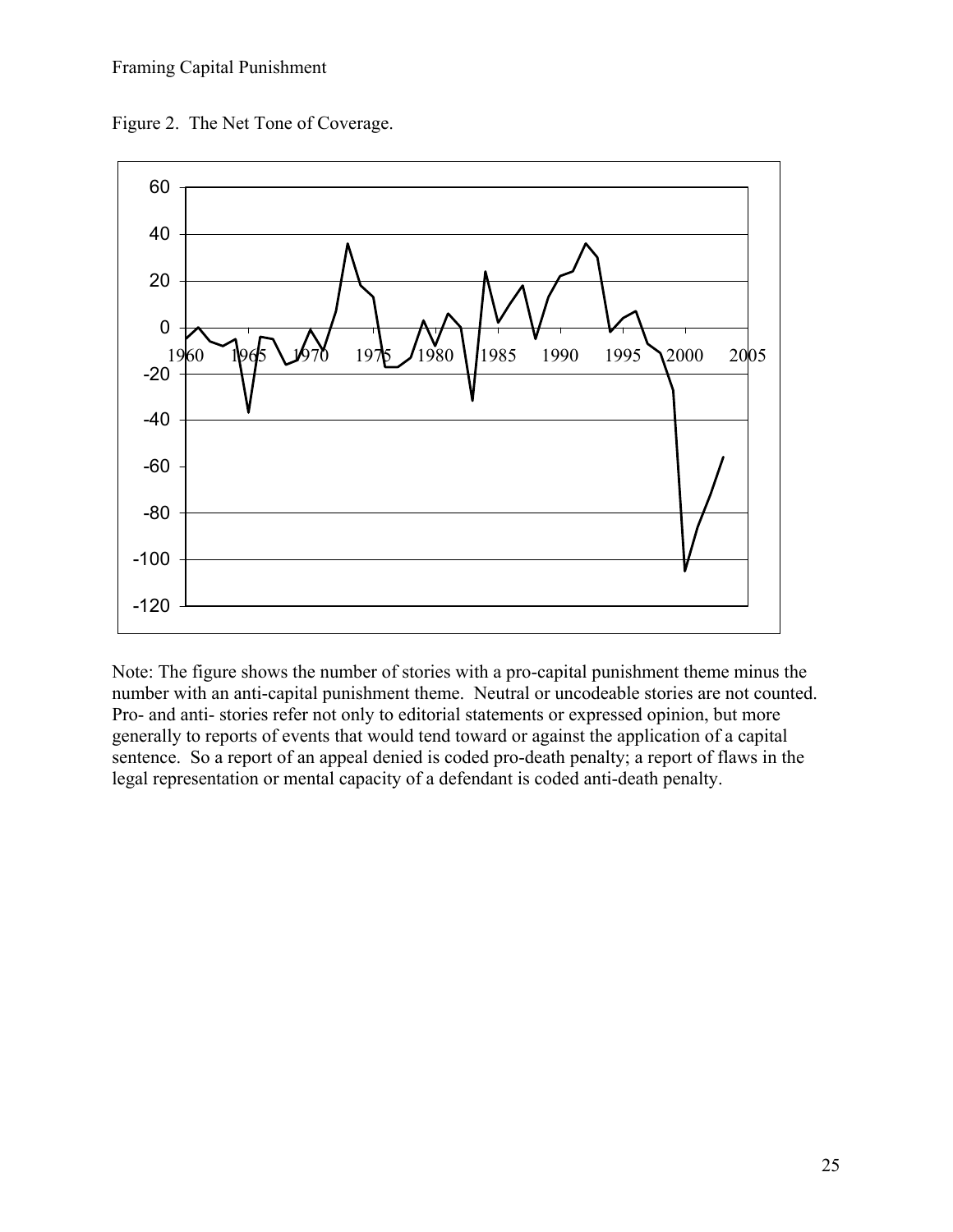Figure 2. The Net Tone of Coverage.

Note: The figure shows the number of stories with a pro-capital punishment theme minus the number with an anti-capital punishment theme. Neutral or uncodeable stories are not counted. Pro- and anti- stories refer not only to editorial statements or expressed opinion, but more generally to reports of events that would tend toward or against the application of a capital sentence. So a report of an appeal denied is coded pro-death penalty; a report of flaws in the legal representation or mental capacity of a defendant is coded anti-death penalty.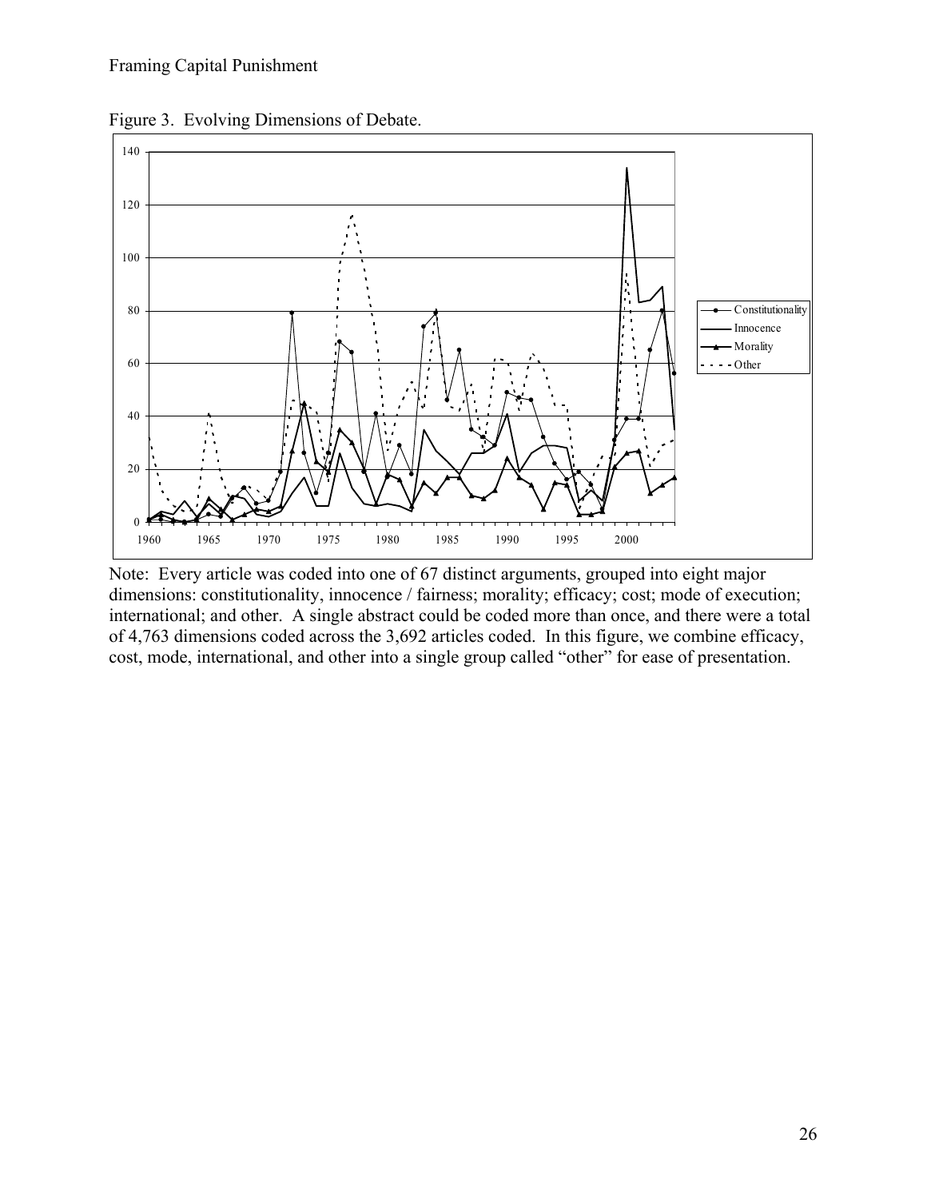Figure 3. Evolving Dimensions of Debate.

Note: Every article was coded into one of 67 distinct arguments, grouped into eight major dimensions: constitutionality, innocence / fairness; morality; efficacy; cost; mode of execution; international; and other. A single abstract could be coded more than once, and there were a total of 4,763 dimensions coded across the 3,692 articles coded. In this figure, we combine efficacy, cost, mode, international, and other into a single group called "other" for ease of presentation.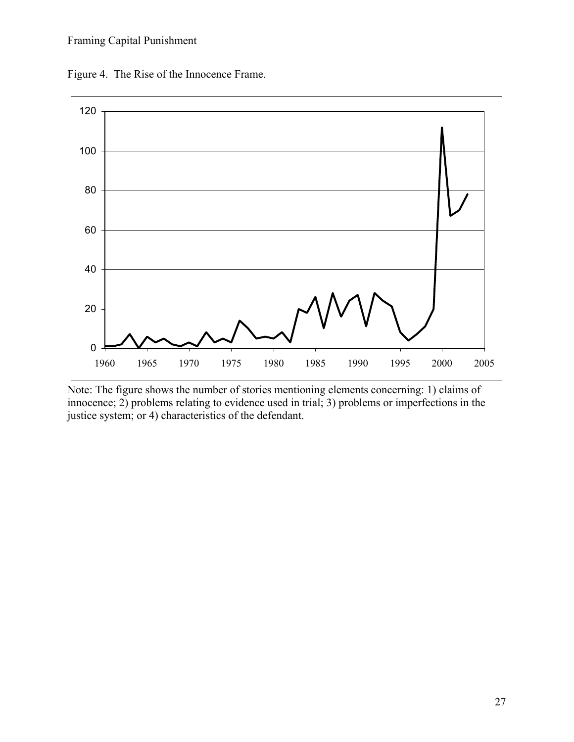Figure 4. The Rise of the Innocence Frame.

Note: The figure shows the number of stories mentioning elements concerning: 1) claims of innocence; 2) problems relating to evidence used in trial; 3) problems or imperfections in the justice system; or 4) characteristics of the defendant.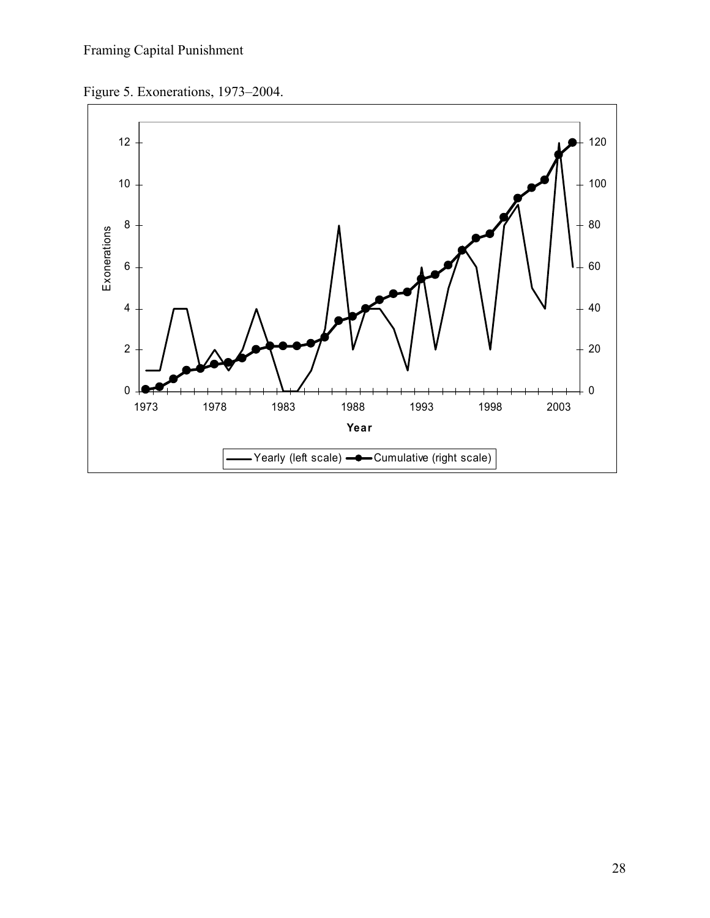Figure 5. Exonerations, 1973–2004.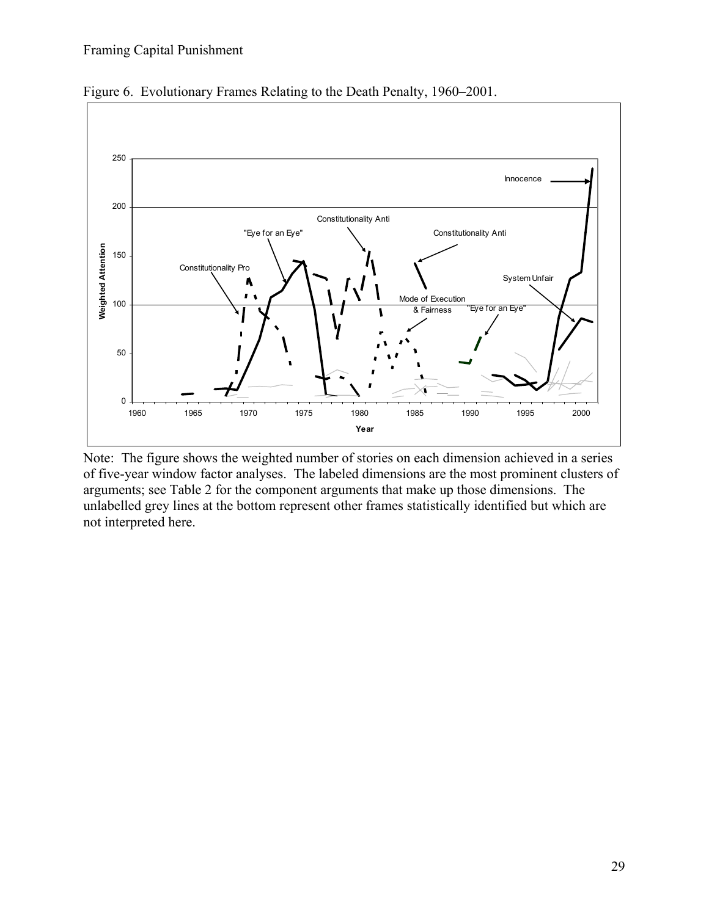Figure 6. Evolutionary Frames Relating to the Death Penalty, 1960–2001.

Note: The figure shows the weighted number of stories on each dimension achieved in a series of five-year window factor analyses. The labeled dimensions are the most prominent clusters of arguments; see Table 2 for the component arguments that make up those dimensions. The unlabelled grey lines at the bottom represent other frames statistically identified but which are not interpreted here.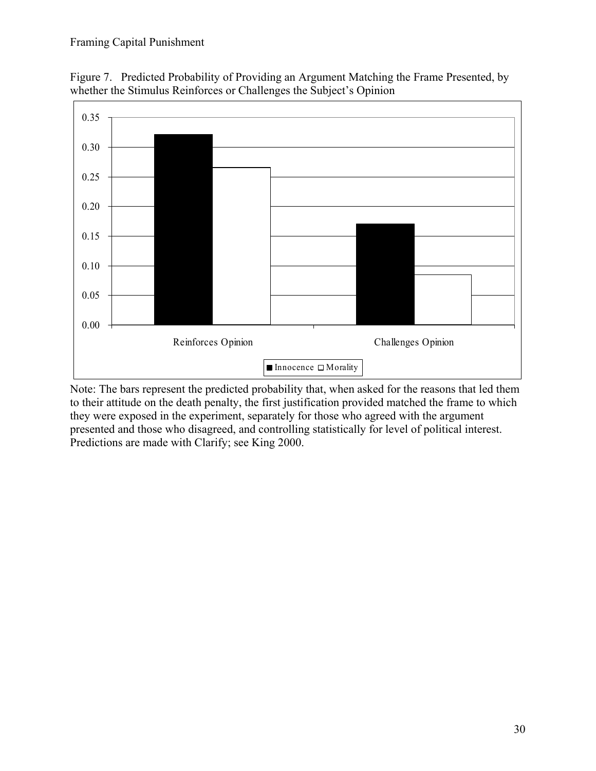Figure 7. Predicted Probability of Providing an Argument Matching the Frame Presented, by whether the Stimulus Reinforces or Challenges the Subject's Opinion

Note: The bars represent the predicted probability that, when asked for the reasons that led them to their attitude on the death penalty, the first justification provided matched the frame to which they were exposed in the experiment, separately for those who agreed with the argument presented and those who disagreed, and controlling statistically for level of political interest. Predictions are made with Clarify; see King 2000.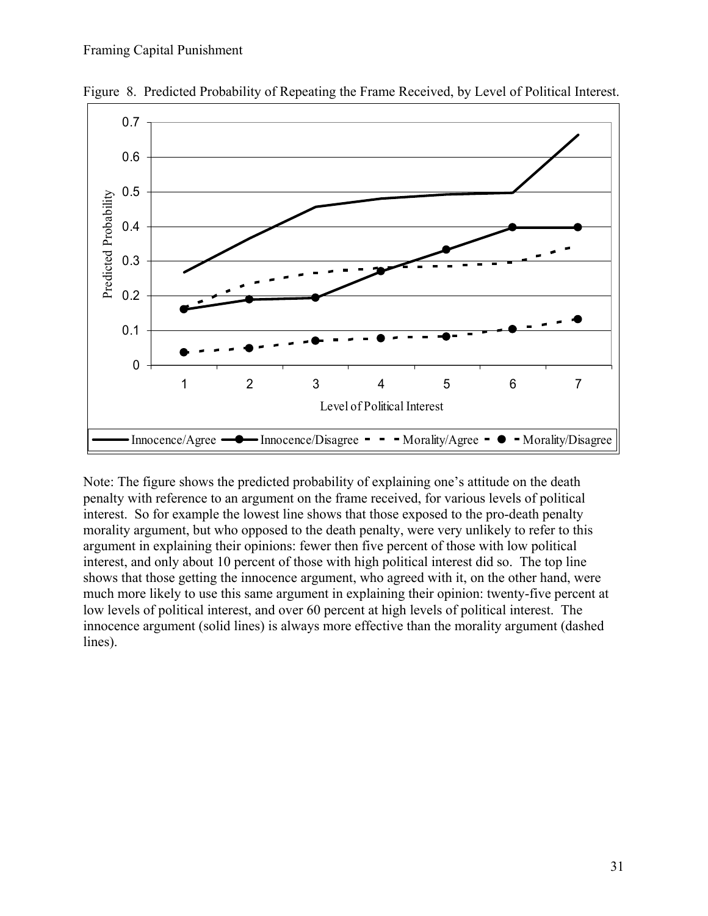Figure 8. Predicted Probability of Repeating the Frame Received, by Level of Political Interest.

Note: The figure shows the predicted probability of explaining one's attitude on the death penalty with reference to an argument on the frame received, for various levels of political interest. So for example the lowest line shows that those exposed to the pro-death penalty morality argument, but who opposed to the death penalty, were very unlikely to refer to this argument in explaining their opinions: fewer then five percent of those with low political interest, and only about 10 percent of those with high political interest did so. The top line shows that those getting the innocence argument, who agreed with it, on the other hand, were much more likely to use this same argument in explaining their opinion: twenty-five percent at low levels of political interest, and over 60 percent at high levels of political interest. The innocence argument (solid lines) is always more effective than the morality argument (dashed lines).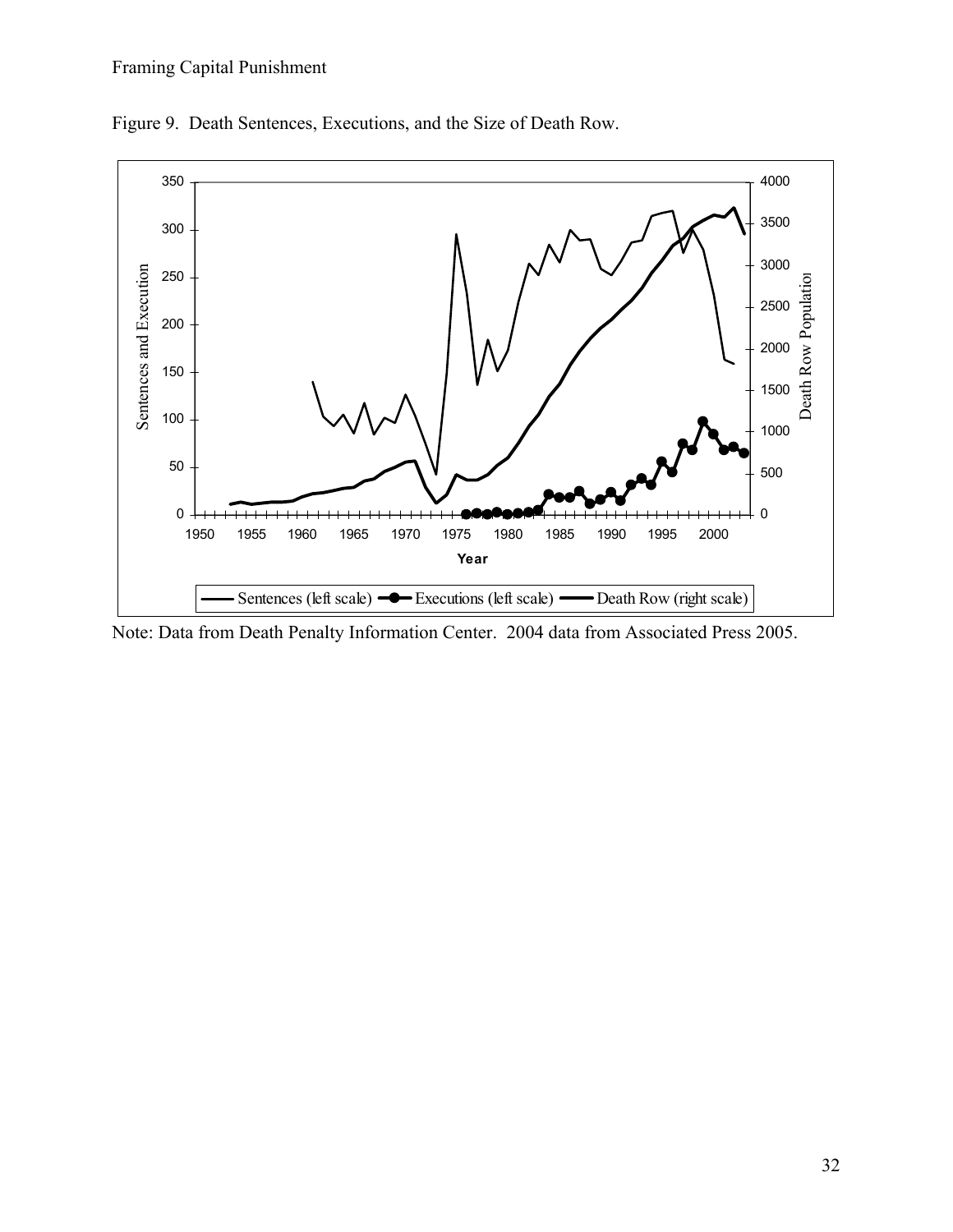Figure 9. Death Sentences, Executions, and the Size of Death Row.

Note: Data from Death Penalty Information Center. 2004 data from Associated Press 2005.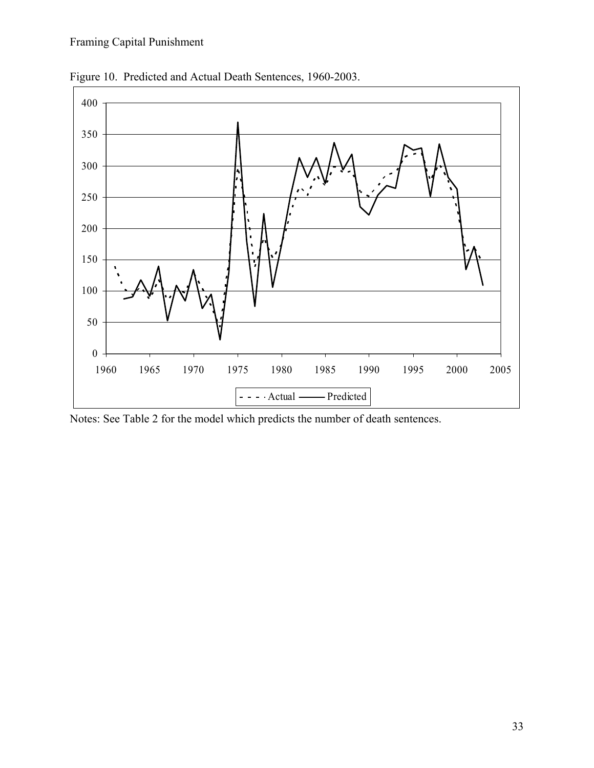Figure 10. Predicted and Actual Death Sentences, 1960-2003.

400
350
300
250
200
150
100
50
0

1960 1965 1970 1975 1980 1985 1990 1995 2000 2005

Actual Predicted

Notes: See Table 2 for the model which predicts the number of death sentences.